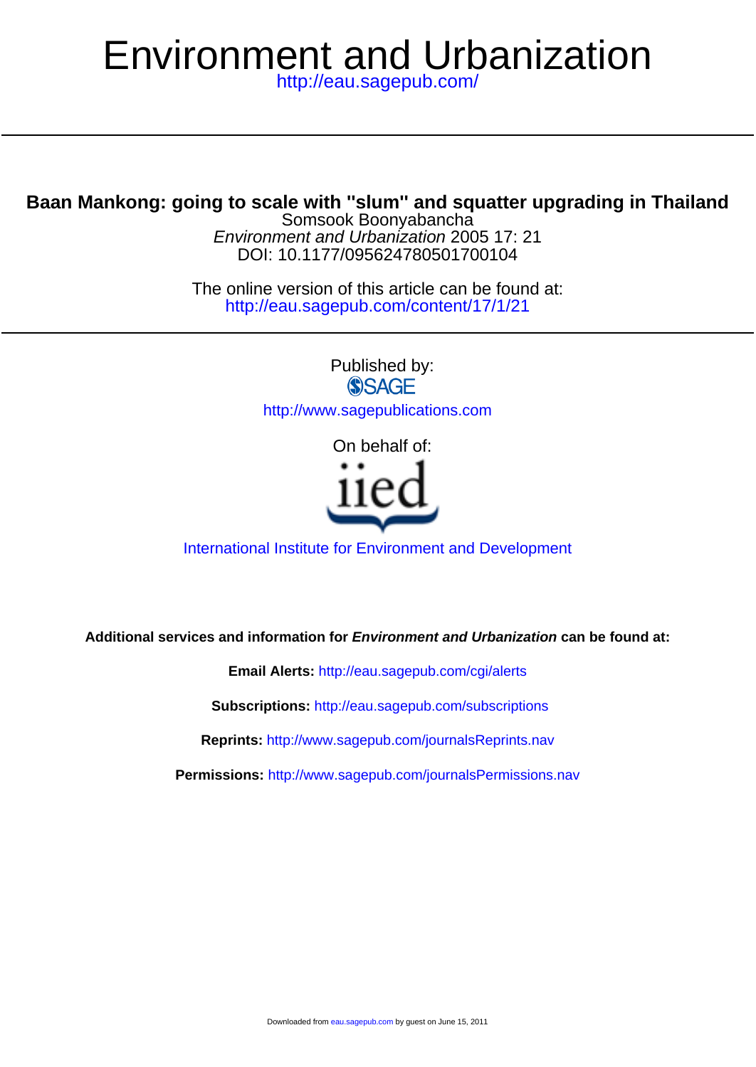# Environment and Urbanization

http://eau.sagepub.com/

## Baan Mankong: going to scale with "slum" and squatter upgrading in Thailand

Somsook Boonyabancha

*Environment and Urbanization* 2005 17: 21

DOI: 10.1177/095624780501700104

The online version of this article can be found at:

http://eau.sagepub.com/content/17/1/21

Published by:

SAGE

http://www.sagepublications.com

On behalf of:

iied

International Institute for Environment and Development

**Additional services and information for *Environment and Urbanization* can be found at:**

**Email Alerts:** http://eau.sagepub.com/cgi/alerts

**Subscriptions:** http://eau.sagepub.com/subscriptions

**Reprints:** http://www.sagepub.com/journalsReprints.nav

**Permissions:** http://www.sagepub.com/journalsPermissions.nav

Downloaded from eau.sagepub.com by guest on June 15, 2011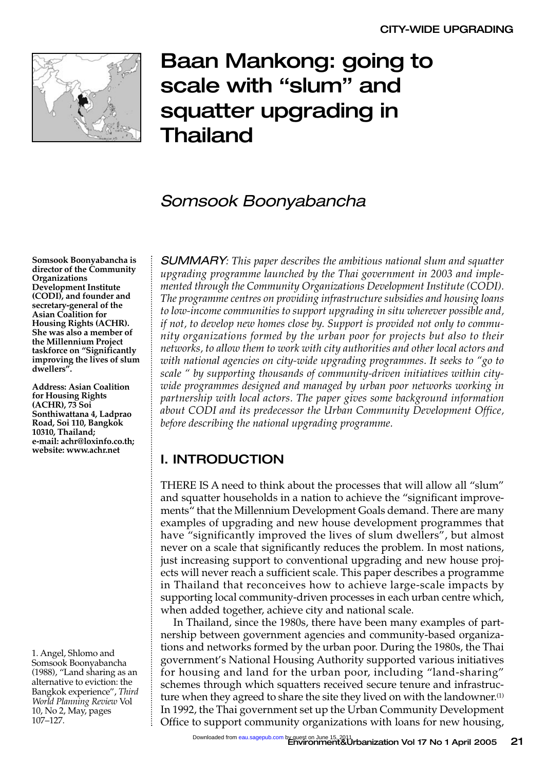# Baan Mankong: going to scale with "slum" and squatter upgrading in Thailand

## Somsook Boonyabancha

**Somsook Boonyabancha is director of the Community Organizations Development Institute (CODI), and founder and secretary-general of the Asian Coalition for Housing Rights (ACHR). She was also a member of the Millennium Project taskforce on "Significantly improving the lives of slum dwellers".**

**Address: Asian Coalition for Housing Rights (ACHR), 73 Soi Sonthiwattana 4, Ladprao Road, Soi 110, Bangkok 10310, Thailand; e-mail: achr@loxinfo.co.th; website: www.achr.net**

*SUMMARY: This paper describes the ambitious national slum and squatter upgrading programme launched by the Thai government in 2003 and implemented through the Community Organizations Development Institute (CODI). The programme centres on providing infrastructure subsidies and housing loans to low-income communities to support upgrading in situ wherever possible and, if not, to develop new homes close by. Support is provided not only to community organizations formed by the urban poor for projects but also to their networks, to allow them to work with city authorities and other local actors and with national agencies on city-wide upgrading programmes. It seeks to "go to scale " by supporting thousands of community-driven initiatives within city-wide programmes designed and managed by urban poor networks working in partnership with local actors. The paper gives some background information about CODI and its predecessor the Urban Community Development Office, before describing the national upgrading programme.*

## I. INTRODUCTION

THERE IS A need to think about the processes that will allow all "slum" and squatter households in a nation to achieve the "significant improvements" that the Millennium Development Goals demand. There are many examples of upgrading and new house development programmes that have "significantly improved the lives of slum dwellers", but almost never on a scale that significantly reduces the problem. In most nations, just increasing support to conventional upgrading and new house projects will never reach a sufficient scale. This paper describes a programme in Thailand that reconceives how to achieve large-scale impacts by supporting local community-driven processes in each urban centre which, when added together, achieve city and national scale.

In Thailand, since the 1980s, there have been many examples of partnership between government agencies and community-based organizations and networks formed by the urban poor. During the 1980s, the Thai government's National Housing Authority supported various initiatives for housing and land for the urban poor, including "land-sharing" schemes through which squatters received secure tenure and infrastructure when they agreed to share the site they lived on with the landowner.[1] In 1992, the Thai government set up the Urban Community Development Office to support community organizations with loans for new housing,

1. Angel, Shlomo and Somsook Boonyabancha (1988), "Land sharing as an alternative to eviction: the Bangkok experience", *Third World Planning Review* Vol 10, No 2, May, pages 107–127.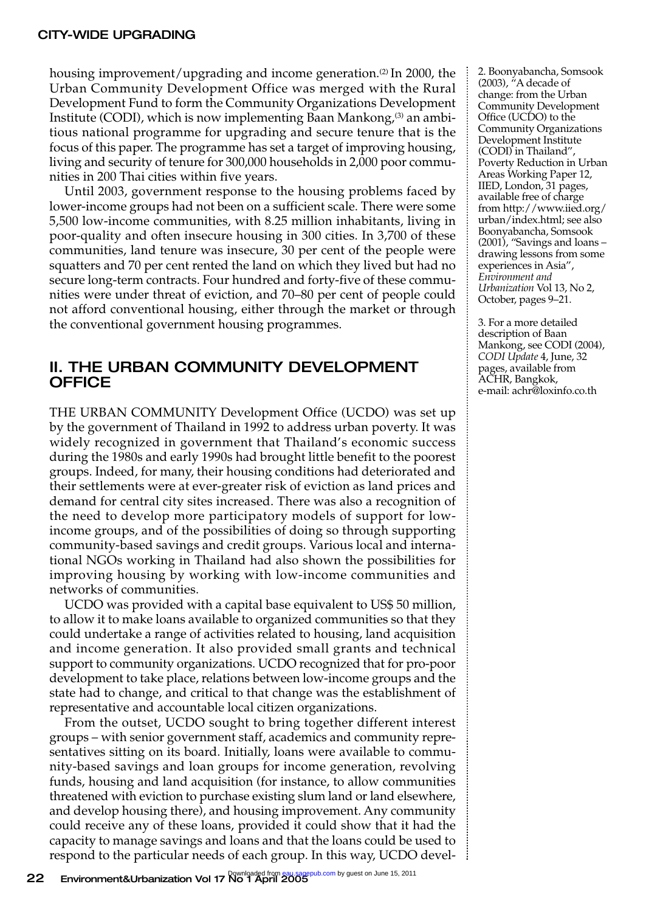housing improvement/upgrading and income generation.[2] In 2000, the Urban Community Development Office was merged with the Rural Development Fund to form the Community Organizations Development Institute (CODI), which is now implementing Baan Mankong,[3] an ambitious national programme for upgrading and secure tenure that is the focus of this paper. The programme has set a target of improving housing, living and security of tenure for 300,000 households in 2,000 poor communities in 200 Thai cities within five years.

Until 2003, government response to the housing problems faced by lower-income groups had not been on a sufficient scale. There were some 5,500 low-income communities, with 8.25 million inhabitants, living in poor-quality and often insecure housing in 300 cities. In 3,700 of these communities, land tenure was insecure, 30 per cent of the people were squatters and 70 per cent rented the land on which they lived but had no secure long-term contracts. Four hundred and forty-five of these communities were under threat of eviction, and 70–80 per cent of people could not afford conventional housing, either through the market or through the conventional government housing programmes.

## II. THE URBAN COMMUNITY DEVELOPMENT OFFICE

THE URBAN COMMUNITY Development Office (UCDO) was set up by the government of Thailand in 1992 to address urban poverty. It was widely recognized in government that Thailand's economic success during the 1980s and early 1990s had brought little benefit to the poorest groups. Indeed, for many, their housing conditions had deteriorated and their settlements were at ever-greater risk of eviction as land prices and demand for central city sites increased. There was also a recognition of the need to develop more participatory models of support for low-income groups, and of the possibilities of doing so through supporting community-based savings and credit groups. Various local and international NGOs working in Thailand had also shown the possibilities for improving housing by working with low-income communities and networks of communities.

UCDO was provided with a capital base equivalent to US$ 50 million, to allow it to make loans available to organized communities so that they could undertake a range of activities related to housing, land acquisition and income generation. It also provided small grants and technical support to community organizations. UCDO recognized that for pro-poor development to take place, relations between low-income groups and the state had to change, and critical to that change was the establishment of representative and accountable local citizen organizations.

From the outset, UCDO sought to bring together different interest groups – with senior government staff, academics and community representatives sitting on its board. Initially, loans were available to community-based savings and loan groups for income generation, revolving funds, housing and land acquisition (for instance, to allow communities threatened with eviction to purchase existing slum land or land elsewhere, and develop housing there), and housing improvement. Any community could receive any of these loans, provided it could show that it had the capacity to manage savings and loans and that the loans could be used to respond to the particular needs of each group. In this way, UCDO devel-

2. Boonyabancha, Somsook (2003), "A decade of change: from the Urban Community Development Office (UCDO) to the Community Organizations Development Institute (CODI) in Thailand", Poverty Reduction in Urban Areas Working Paper 12, IIED, London, 31 pages, available free of charge from http://www.iied.org/urban/index.html; see also Boonyabancha, Somsook (2001), "Savings and loans – drawing lessons from some experiences in Asia", *Environment and Urbanization* Vol 13, No 2, October, pages 9–21.

3. For a more detailed description of Baan Mankong, see CODI (2004), *CODI Update* 4, June, 32 pages, available from ACHR, Bangkok, e-mail: achr@loxinfo.co.th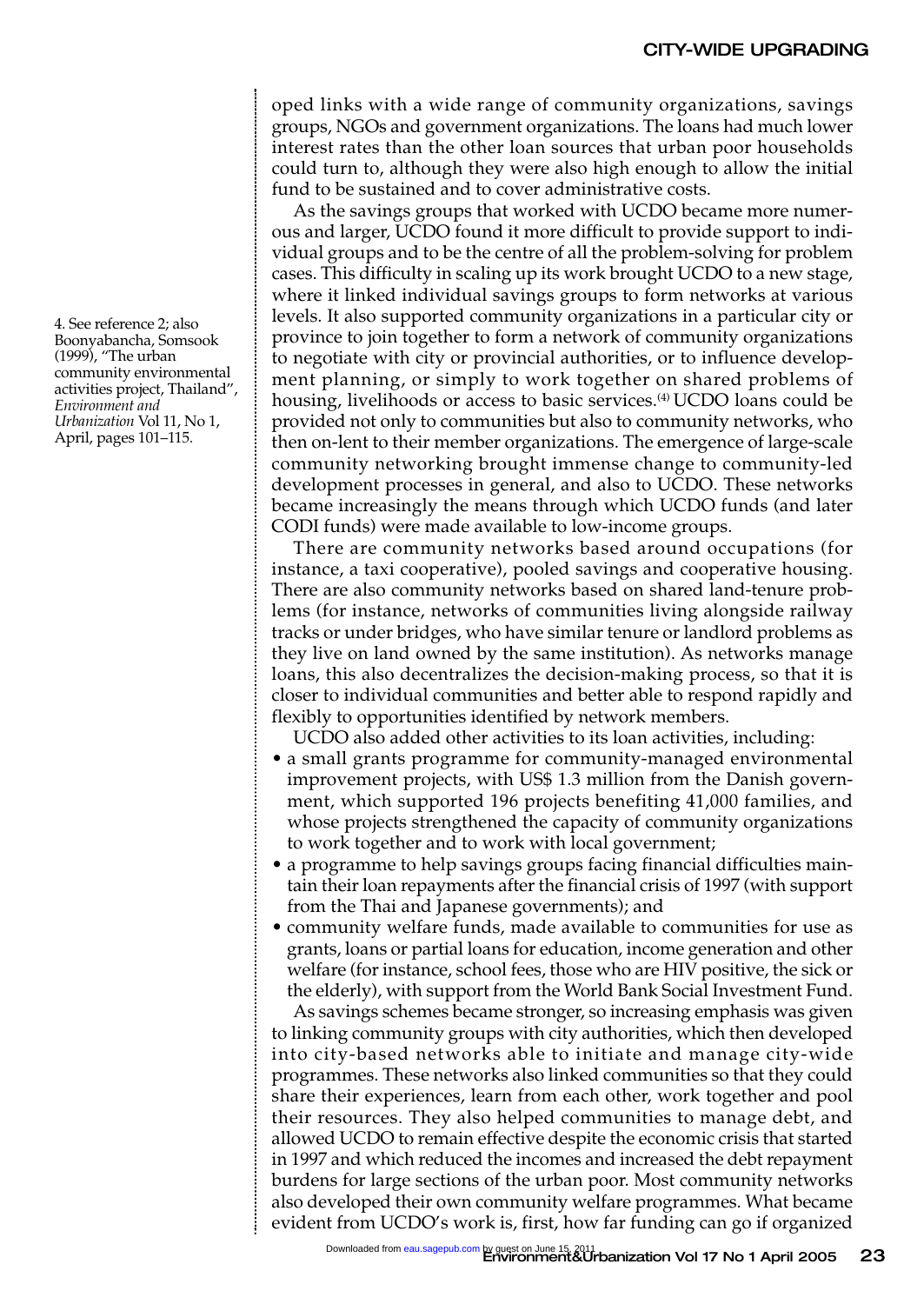oped links with a wide range of community organizations, savings groups, NGOs and government organizations. The loans had much lower interest rates than the other loan sources that urban poor households could turn to, although they were also high enough to allow the initial fund to be sustained and to cover administrative costs.

As the savings groups that worked with UCDO became more numerous and larger, UCDO found it more difficult to provide support to individual groups and to be the centre of all the problem-solving for problem cases. This difficulty in scaling up its work brought UCDO to a new stage, where it linked individual savings groups to form networks at various levels. It also supported community organizations in a particular city or province to join together to form a network of community organizations to negotiate with city or provincial authorities, or to influence development planning, or simply to work together on shared problems of housing, livelihoods or access to basic services.[4] UCDO loans could be provided not only to communities but also to community networks, who then on-lent to their member organizations. The emergence of large-scale community networking brought immense change to community-led development processes in general, and also to UCDO. These networks became increasingly the means through which UCDO funds (and later CODI funds) were made available to low-income groups.

There are community networks based around occupations (for instance, a taxi cooperative), pooled savings and cooperative housing. There are also community networks based on shared land-tenure problems (for instance, networks of communities living alongside railway tracks or under bridges, who have similar tenure or landlord problems as they live on land owned by the same institution). As networks manage loans, this also decentralizes the decision-making process, so that it is closer to individual communities and better able to respond rapidly and flexibly to opportunities identified by network members.

UCDO also added other activities to its loan activities, including:

- a small grants programme for community-managed environmental improvement projects, with US$ 1.3 million from the Danish government, which supported 196 projects benefiting 41,000 families, and whose projects strengthened the capacity of community organizations to work together and to work with local government;
- a programme to help savings groups facing financial difficulties maintain their loan repayments after the financial crisis of 1997 (with support from the Thai and Japanese governments); and
- community welfare funds, made available to communities for use as grants, loans or partial loans for education, income generation and other welfare (for instance, school fees, those who are HIV positive, the sick or the elderly), with support from the World Bank Social Investment Fund.

As savings schemes became stronger, so increasing emphasis was given to linking community groups with city authorities, which then developed into city-based networks able to initiate and manage city-wide programmes. These networks also linked communities so that they could share their experiences, learn from each other, work together and pool their resources. They also helped communities to manage debt, and allowed UCDO to remain effective despite the economic crisis that started in 1997 and which reduced the incomes and increased the debt repayment burdens for large sections of the urban poor. Most community networks also developed their own community welfare programmes. What became evident from UCDO's work is, first, how far funding can go if organized

4. See reference 2; also Boonyabancha, Somsook (1999), "The urban community environmental activities project, Thailand", *Environment and Urbanization* Vol 11, No 1, April, pages 101–115.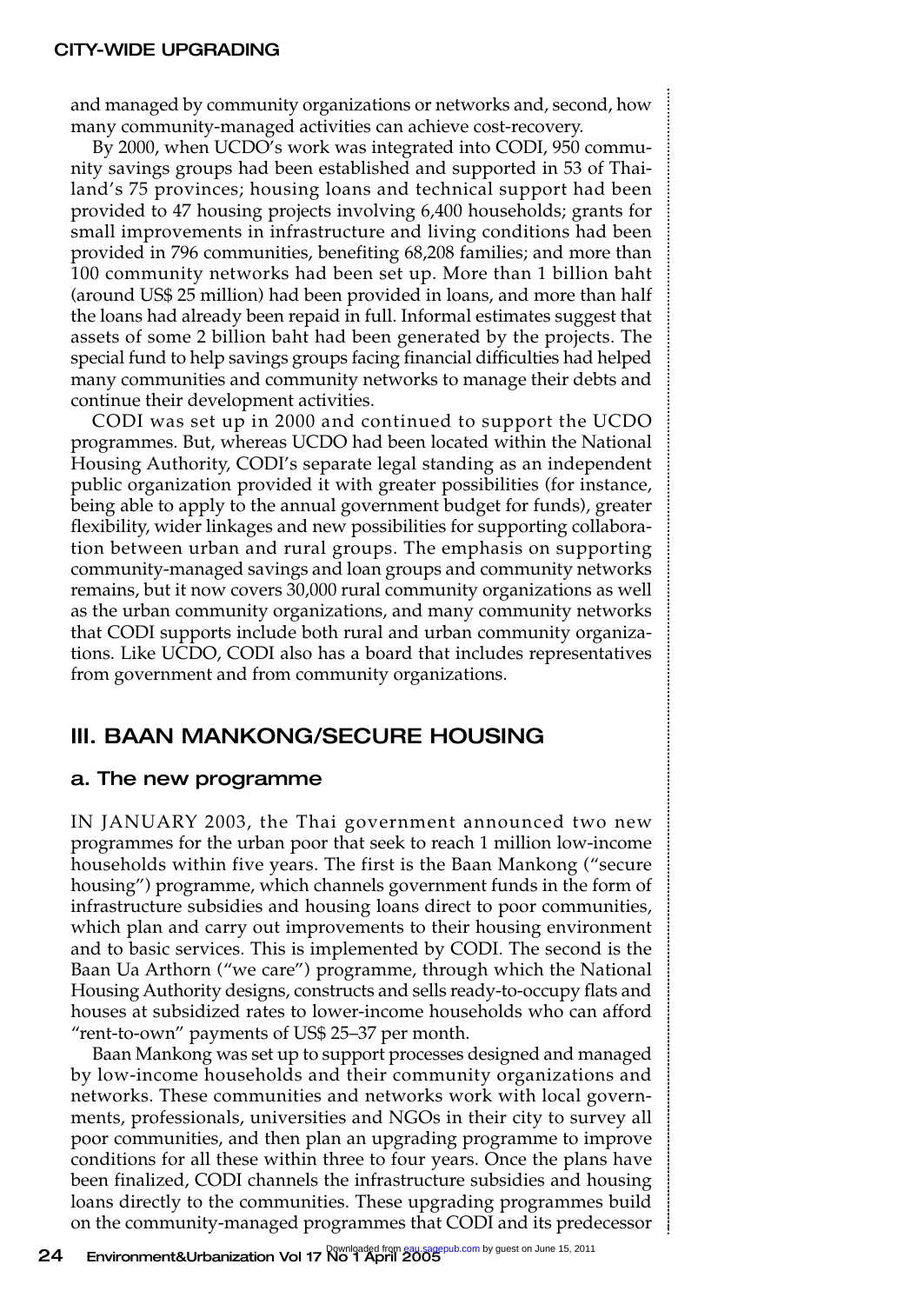and managed by community organizations or networks and, second, how many community-managed activities can achieve cost-recovery.

By 2000, when UCDO's work was integrated into CODI, 950 community savings groups had been established and supported in 53 of Thailand's 75 provinces; housing loans and technical support had been provided to 47 housing projects involving 6,400 households; grants for small improvements in infrastructure and living conditions had been provided in 796 communities, benefiting 68,208 families; and more than 100 community networks had been set up. More than 1 billion baht (around US$ 25 million) had been provided in loans, and more than half the loans had already been repaid in full. Informal estimates suggest that assets of some 2 billion baht had been generated by the projects. The special fund to help savings groups facing financial difficulties had helped many communities and community networks to manage their debts and continue their development activities.

CODI was set up in 2000 and continued to support the UCDO programmes. But, whereas UCDO had been located within the National Housing Authority, CODI's separate legal standing as an independent public organization provided it with greater possibilities (for instance, being able to apply to the annual government budget for funds), greater flexibility, wider linkages and new possibilities for supporting collaboration between urban and rural groups. The emphasis on supporting community-managed savings and loan groups and community networks remains, but it now covers 30,000 rural community organizations as well as the urban community organizations, and many community networks that CODI supports include both rural and urban community organizations. Like UCDO, CODI also has a board that includes representatives from government and from community organizations.

## III. BAAN MANKONG/SECURE HOUSING

### a. The new programme

IN JANUARY 2003, the Thai government announced two new programmes for the urban poor that seek to reach 1 million low-income households within five years. The first is the Baan Mankong ("secure housing") programme, which channels government funds in the form of infrastructure subsidies and housing loans direct to poor communities, which plan and carry out improvements to their housing environment and to basic services. This is implemented by CODI. The second is the Baan Ua Arthorn ("we care") programme, through which the National Housing Authority designs, constructs and sells ready-to-occupy flats and houses at subsidized rates to lower-income households who can afford "rent-to-own" payments of US$ 25–37 per month.

Baan Mankong was set up to support processes designed and managed by low-income households and their community organizations and networks. These communities and networks work with local governments, professionals, universities and NGOs in their city to survey all poor communities, and then plan an upgrading programme to improve conditions for all these within three to four years. Once the plans have been finalized, CODI channels the infrastructure subsidies and housing loans directly to the communities. These upgrading programmes build on the community-managed programmes that CODI and its predecessor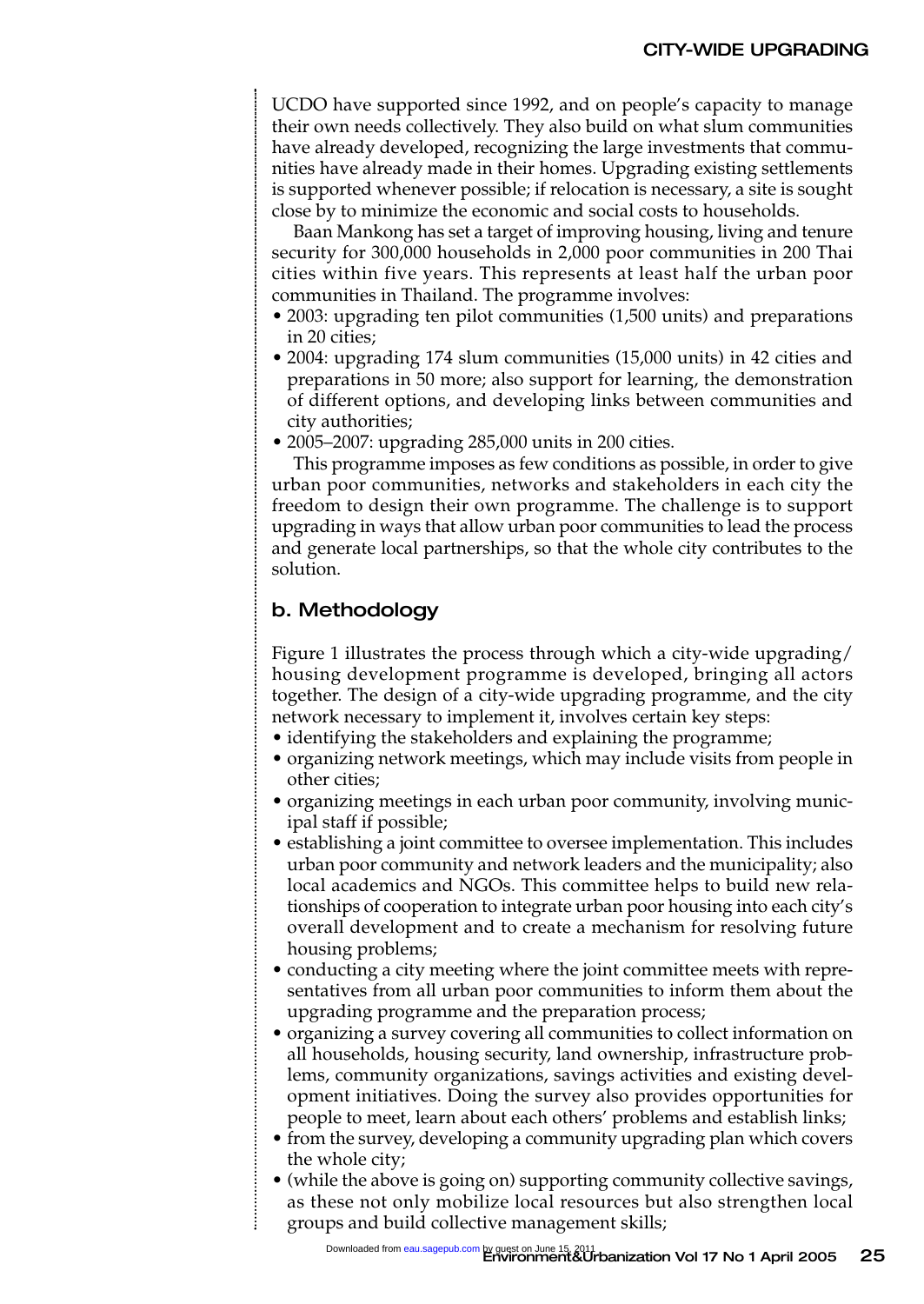UCDO have supported since 1992, and on people's capacity to manage their own needs collectively. They also build on what slum communities have already developed, recognizing the large investments that communities have already made in their homes. Upgrading existing settlements is supported whenever possible; if relocation is necessary, a site is sought close by to minimize the economic and social costs to households.

Baan Mankong has set a target of improving housing, living and tenure security for 300,000 households in 2,000 poor communities in 200 Thai cities within five years. This represents at least half the urban poor communities in Thailand. The programme involves:

- 2003: upgrading ten pilot communities (1,500 units) and preparations in 20 cities;
- 2004: upgrading 174 slum communities (15,000 units) in 42 cities and preparations in 50 more; also support for learning, the demonstration of different options, and developing links between communities and city authorities;
- 2005–2007: upgrading 285,000 units in 200 cities.

This programme imposes as few conditions as possible, in order to give urban poor communities, networks and stakeholders in each city the freedom to design their own programme. The challenge is to support upgrading in ways that allow urban poor communities to lead the process and generate local partnerships, so that the whole city contributes to the solution.

## b. Methodology

Figure 1 illustrates the process through which a city-wide upgrading/housing development programme is developed, bringing all actors together. The design of a city-wide upgrading programme, and the city network necessary to implement it, involves certain key steps:

- identifying the stakeholders and explaining the programme;
- organizing network meetings, which may include visits from people in other cities;
- organizing meetings in each urban poor community, involving municipal staff if possible;
- establishing a joint committee to oversee implementation. This includes urban poor community and network leaders and the municipality; also local academics and NGOs. This committee helps to build new relationships of cooperation to integrate urban poor housing into each city's overall development and to create a mechanism for resolving future housing problems;
- conducting a city meeting where the joint committee meets with representatives from all urban poor communities to inform them about the upgrading programme and the preparation process;
- organizing a survey covering all communities to collect information on all households, housing security, land ownership, infrastructure problems, community organizations, savings activities and existing development initiatives. Doing the survey also provides opportunities for people to meet, learn about each others' problems and establish links;
- from the survey, developing a community upgrading plan which covers the whole city;
- (while the above is going on) supporting community collective savings, as these not only mobilize local resources but also strengthen local groups and build collective management skills;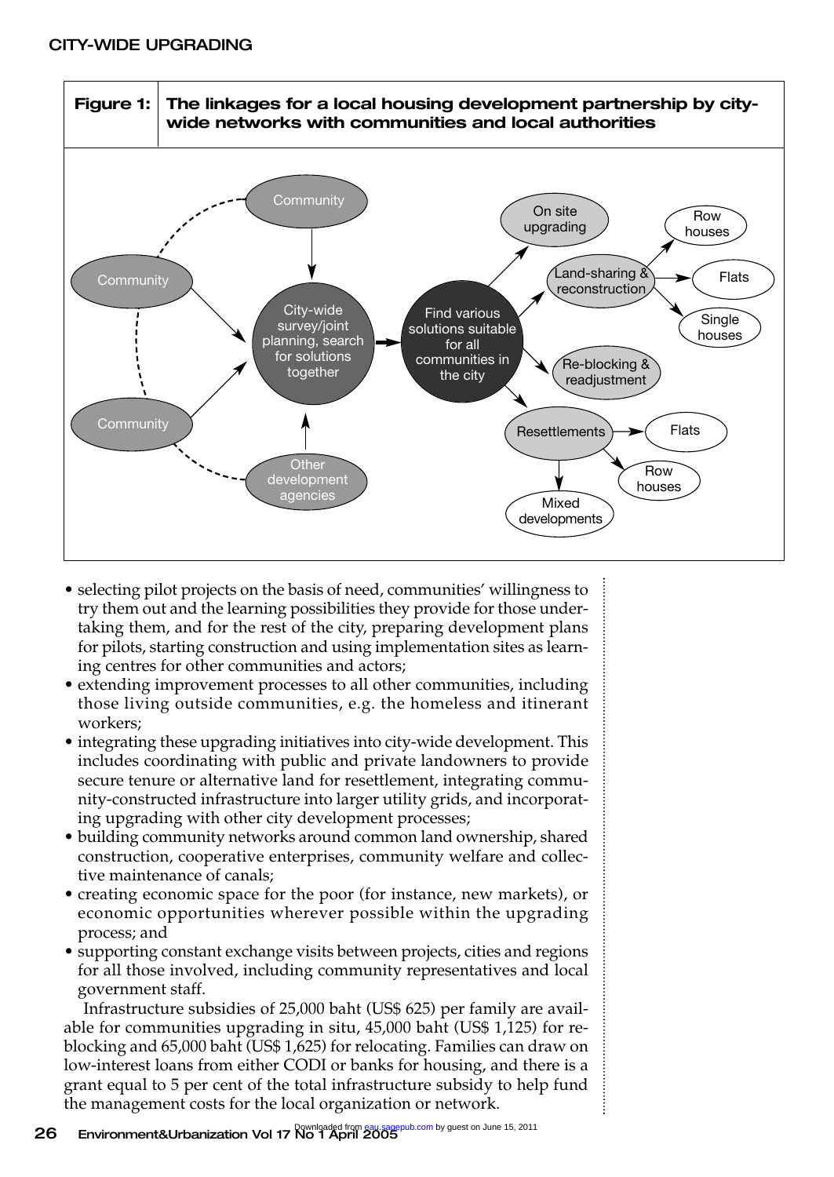**Figure 1: The linkages for a local housing development partnership by city-wide networks with communities and local authorities**

- selecting pilot projects on the basis of need, communities' willingness to try them out and the learning possibilities they provide for those undertaking them, and for the rest of the city, preparing development plans for pilots, starting construction and using implementation sites as learning centres for other communities and actors;
- extending improvement processes to all other communities, including those living outside communities, e.g. the homeless and itinerant workers;
- integrating these upgrading initiatives into city-wide development. This includes coordinating with public and private landowners to provide secure tenure or alternative land for resettlement, integrating community-constructed infrastructure into larger utility grids, and incorporating upgrading with other city development processes;
- building community networks around common land ownership, shared construction, cooperative enterprises, community welfare and collective maintenance of canals;
- creating economic space for the poor (for instance, new markets), or economic opportunities wherever possible within the upgrading process; and
- supporting constant exchange visits between projects, cities and regions for all those involved, including community representatives and local government staff.

Infrastructure subsidies of 25,000 baht (US$ 625) per family are available for communities upgrading in situ, 45,000 baht (US$ 1,125) for re-blocking and 65,000 baht (US$ 1,625) for relocating. Families can draw on low-interest loans from either CODI or banks for housing, and there is a grant equal to 5 per cent of the total infrastructure subsidy to help fund the management costs for the local organization or network.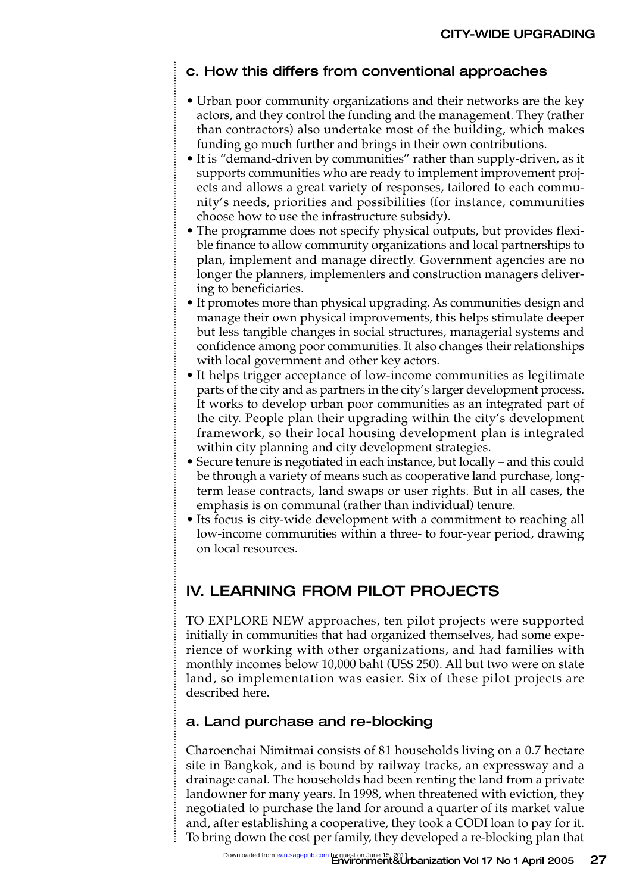### c. How this differs from conventional approaches

- Urban poor community organizations and their networks are the key actors, and they control the funding and the management. They (rather than contractors) also undertake most of the building, which makes funding go much further and brings in their own contributions.
- It is "demand-driven by communities" rather than supply-driven, as it supports communities who are ready to implement improvement projects and allows a great variety of responses, tailored to each community's needs, priorities and possibilities (for instance, communities choose how to use the infrastructure subsidy).
- The programme does not specify physical outputs, but provides flexible finance to allow community organizations and local partnerships to plan, implement and manage directly. Government agencies are no longer the planners, implementers and construction managers delivering to beneficiaries.
- It promotes more than physical upgrading. As communities design and manage their own physical improvements, this helps stimulate deeper but less tangible changes in social structures, managerial systems and confidence among poor communities. It also changes their relationships with local government and other key actors.
- It helps trigger acceptance of low-income communities as legitimate parts of the city and as partners in the city's larger development process. It works to develop urban poor communities as an integrated part of the city. People plan their upgrading within the city's development framework, so their local housing development plan is integrated within city planning and city development strategies.
- Secure tenure is negotiated in each instance, but locally – and this could be through a variety of means such as cooperative land purchase, long-term lease contracts, land swaps or user rights. But in all cases, the emphasis is on communal (rather than individual) tenure.
- Its focus is city-wide development with a commitment to reaching all low-income communities within a three- to four-year period, drawing on local resources.

## IV. LEARNING FROM PILOT PROJECTS

TO EXPLORE NEW approaches, ten pilot projects were supported initially in communities that had organized themselves, had some experience of working with other organizations, and had families with monthly incomes below 10,000 baht (US$ 250). All but two were on state land, so implementation was easier. Six of these pilot projects are described here.

### a. Land purchase and re-blocking

Charoenchai Nimitmai consists of 81 households living on a 0.7 hectare site in Bangkok, and is bound by railway tracks, an expressway and a drainage canal. The households had been renting the land from a private landowner for many years. In 1998, when threatened with eviction, they negotiated to purchase the land for around a quarter of its market value and, after establishing a cooperative, they took a CODI loan to pay for it. To bring down the cost per family, they developed a re-blocking plan that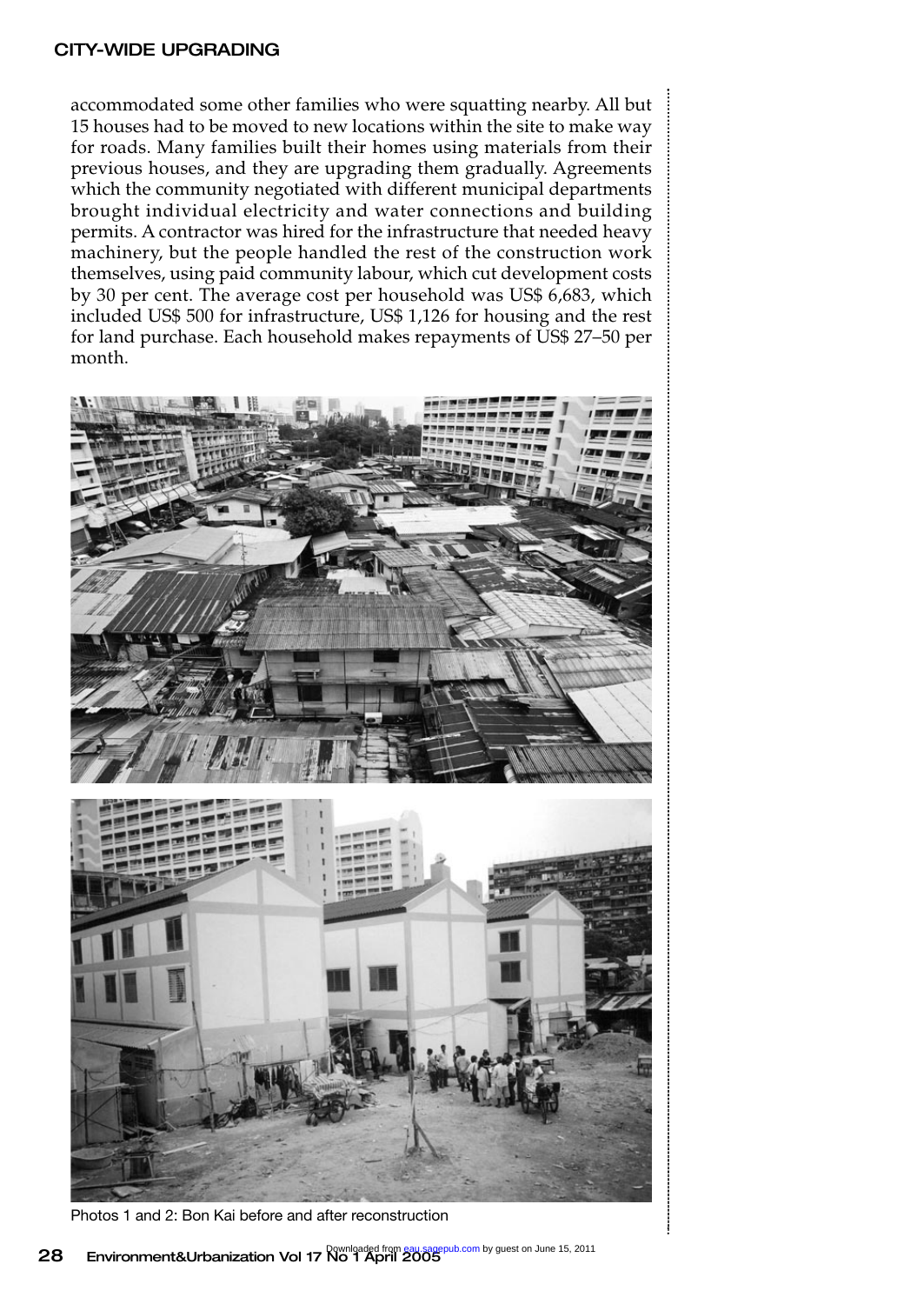accommodated some other families who were squatting nearby. All but 15 houses had to be moved to new locations within the site to make way for roads. Many families built their homes using materials from their previous houses, and they are upgrading them gradually. Agreements which the community negotiated with different municipal departments brought individual electricity and water connections and building permits. A contractor was hired for the infrastructure that needed heavy machinery, but the people handled the rest of the construction work themselves, using paid community labour, which cut development costs by 30 per cent. The average cost per household was US$ 6,683, which included US$ 500 for infrastructure, US$ 1,126 for housing and the rest for land purchase. Each household makes repayments of US$ 27–50 per month.

Photos 1 and 2: Bon Kai before and after reconstruction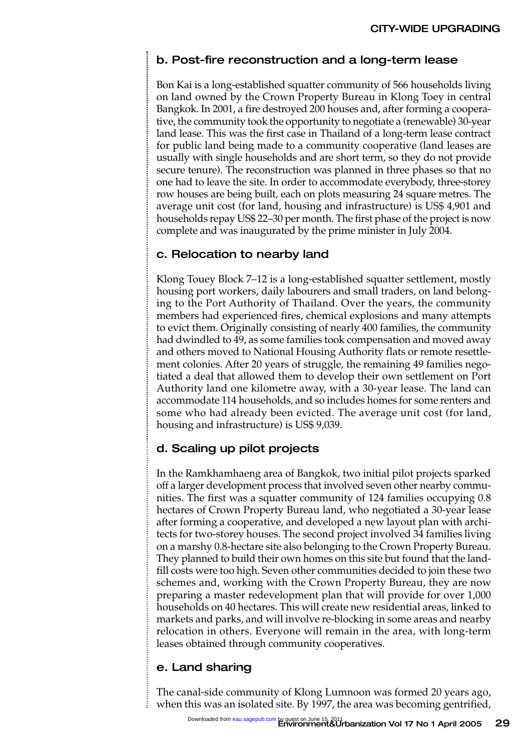### b. Post-fire reconstruction and a long-term lease

Bon Kai is a long-established squatter community of 566 households living on land owned by the Crown Property Bureau in Klong Toey in central Bangkok. In 2001, a fire destroyed 200 houses and, after forming a cooperative, the community took the opportunity to negotiate a (renewable) 30-year land lease. This was the first case in Thailand of a long-term lease contract for public land being made to a community cooperative (land leases are usually with single households and are short term, so they do not provide secure tenure). The reconstruction was planned in three phases so that no one had to leave the site. In order to accommodate everybody, three-storey row houses are being built, each on plots measuring 24 square metres. The average unit cost (for land, housing and infrastructure) is US$ 4,901 and households repay US$ 22–30 per month. The first phase of the project is now complete and was inaugurated by the prime minister in July 2004.

### c. Relocation to nearby land

Klong Touey Block 7–12 is a long-established squatter settlement, mostly housing port workers, daily labourers and small traders, on land belonging to the Port Authority of Thailand. Over the years, the community members had experienced fires, chemical explosions and many attempts to evict them. Originally consisting of nearly 400 families, the community had dwindled to 49, as some families took compensation and moved away and others moved to National Housing Authority flats or remote resettlement colonies. After 20 years of struggle, the remaining 49 families negotiated a deal that allowed them to develop their own settlement on Port Authority land one kilometre away, with a 30-year lease. The land can accommodate 114 households, and so includes homes for some renters and some who had already been evicted. The average unit cost (for land, housing and infrastructure) is US$ 9,039.

### d. Scaling up pilot projects

In the Ramkhamhaeng area of Bangkok, two initial pilot projects sparked off a larger development process that involved seven other nearby communities. The first was a squatter community of 124 families occupying 0.8 hectares of Crown Property Bureau land, who negotiated a 30-year lease after forming a cooperative, and developed a new layout plan with architects for two-storey houses. The second project involved 34 families living on a marshy 0.8-hectare site also belonging to the Crown Property Bureau. They planned to build their own homes on this site but found that the landfill costs were too high. Seven other communities decided to join these two schemes and, working with the Crown Property Bureau, they are now preparing a master redevelopment plan that will provide for over 1,000 households on 40 hectares. This will create new residential areas, linked to markets and parks, and will involve re-blocking in some areas and nearby relocation in others. Everyone will remain in the area, with long-term leases obtained through community cooperatives.

### e. Land sharing

The canal-side community of Klong Lumnoon was formed 20 years ago, when this was an isolated site. By 1997, the area was becoming gentrified,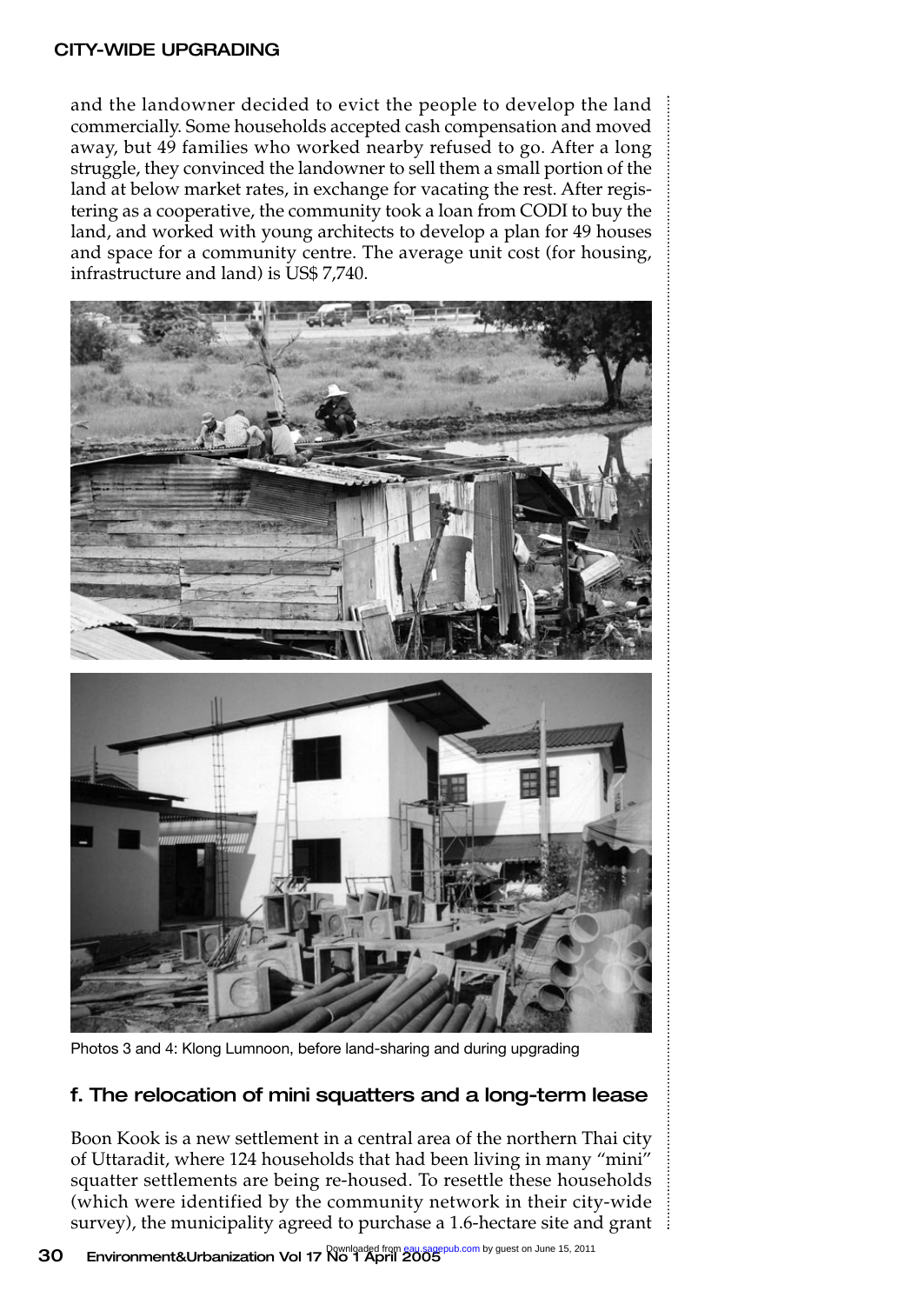and the landowner decided to evict the people to develop the land commercially. Some households accepted cash compensation and moved away, but 49 families who worked nearby refused to go. After a long struggle, they convinced the landowner to sell them a small portion of the land at below market rates, in exchange for vacating the rest. After registering as a cooperative, the community took a loan from CODI to buy the land, and worked with young architects to develop a plan for 49 houses and space for a community centre. The average unit cost (for housing, infrastructure and land) is US$ 7,740.

Photos 3 and 4: Klong Lumnoon, before land-sharing and during upgrading

### f. The relocation of mini squatters and a long-term lease

Boon Kook is a new settlement in a central area of the northern Thai city of Uttaradit, where 124 households that had been living in many "mini" squatter settlements are being re-housed. To resettle these households (which were identified by the community network in their city-wide survey), the municipality agreed to purchase a 1.6-hectare site and grant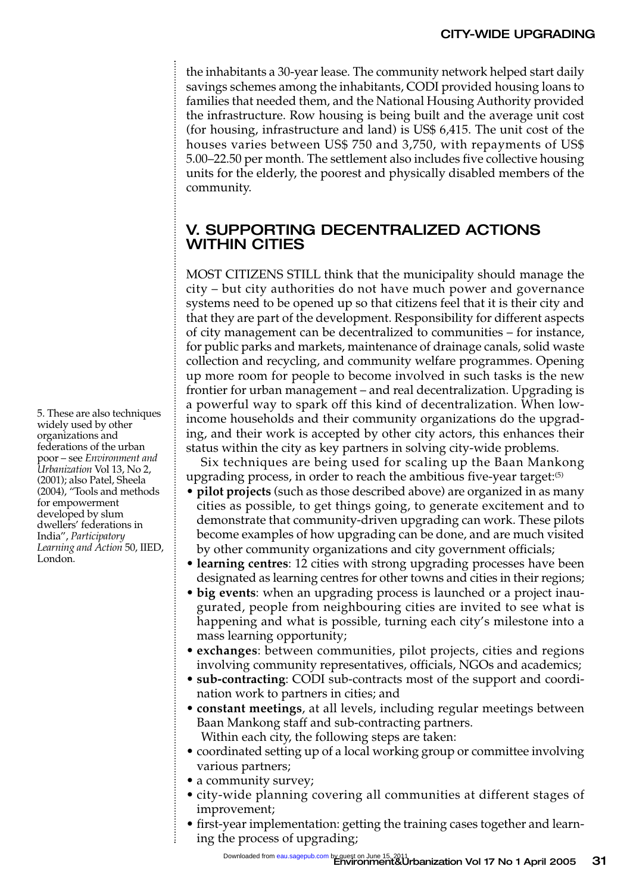the inhabitants a 30-year lease. The community network helped start daily savings schemes among the inhabitants, CODI provided housing loans to families that needed them, and the National Housing Authority provided the infrastructure. Row housing is being built and the average unit cost (for housing, infrastructure and land) is US$ 6,415. The unit cost of the houses varies between US$ 750 and 3,750, with repayments of US$ 5.00–22.50 per month. The settlement also includes five collective housing units for the elderly, the poorest and physically disabled members of the community.

## V. SUPPORTING DECENTRALIZED ACTIONS WITHIN CITIES

MOST CITIZENS STILL think that the municipality should manage the city – but city authorities do not have much power and governance systems need to be opened up so that citizens feel that it is their city and that they are part of the development. Responsibility for different aspects of city management can be decentralized to communities – for instance, for public parks and markets, maintenance of drainage canals, solid waste collection and recycling, and community welfare programmes. Opening up more room for people to become involved in such tasks is the new frontier for urban management – and real decentralization. Upgrading is a powerful way to spark off this kind of decentralization. When low-income households and their community organizations do the upgrading, and their work is accepted by other city actors, this enhances their status within the city as key partners in solving city-wide problems.

Six techniques are being used for scaling up the Baan Mankong upgrading process, in order to reach the ambitious five-year target:[5]

- **pilot projects** (such as those described above) are organized in as many cities as possible, to get things going, to generate excitement and to demonstrate that community-driven upgrading can work. These pilots become examples of how upgrading can be done, and are much visited by other community organizations and city government officials;
- **learning centres**: 12 cities with strong upgrading processes have been designated as learning centres for other towns and cities in their regions;
- **big events**: when an upgrading process is launched or a project inaugurated, people from neighbouring cities are invited to see what is happening and what is possible, turning each city's milestone into a mass learning opportunity;
- **exchanges**: between communities, pilot projects, cities and regions involving community representatives, officials, NGOs and academics;
- **sub-contracting**: CODI sub-contracts most of the support and coordination work to partners in cities; and
- **constant meetings**, at all levels, including regular meetings between Baan Mankong staff and sub-contracting partners.

Within each city, the following steps are taken:

- coordinated setting up of a local working group or committee involving various partners;
- a community survey;
- city-wide planning covering all communities at different stages of improvement;
- first-year implementation: getting the training cases together and learning the process of upgrading;

5. These are also techniques widely used by other organizations and federations of the urban poor – see *Environment and Urbanization* Vol 13, No 2, (2001); also Patel, Sheela (2004), "Tools and methods for empowerment developed by slum dwellers' federations in India", *Participatory Learning and Action* 50, IIED, London.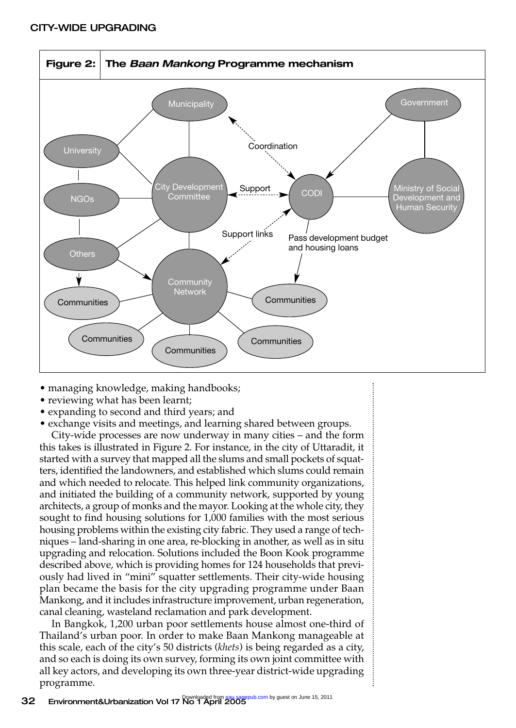**Figure 2: The *Baan Mankong* Programme mechanism**

- managing knowledge, making handbooks;
- reviewing what has been learnt;
- expanding to second and third years; and
- exchange visits and meetings, and learning shared between groups.

City-wide processes are now underway in many cities – and the form this takes is illustrated in Figure 2. For instance, in the city of Uttaradit, it started with a survey that mapped all the slums and small pockets of squatters, identified the landowners, and established which slums could remain and which needed to relocate. This helped link community organizations, and initiated the building of a community network, supported by young architects, a group of monks and the mayor. Looking at the whole city, they sought to find housing solutions for 1,000 families with the most serious housing problems within the existing city fabric. They used a range of techniques – land-sharing in one area, re-blocking in another, as well as in situ upgrading and relocation. Solutions included the Boon Kook programme described above, which is providing homes for 124 households that previously had lived in "mini" squatter settlements. Their city-wide housing plan became the basis for the city upgrading programme under Baan Mankong, and it includes infrastructure improvement, urban regeneration, canal cleaning, wasteland reclamation and park development.

In Bangkok, 1,200 urban poor settlements house almost one-third of Thailand's urban poor. In order to make Baan Mankong manageable at this scale, each of the city's 50 districts (*khets*) is being regarded as a city, and so each is doing its own survey, forming its own joint committee with all key actors, and developing its own three-year district-wide upgrading programme.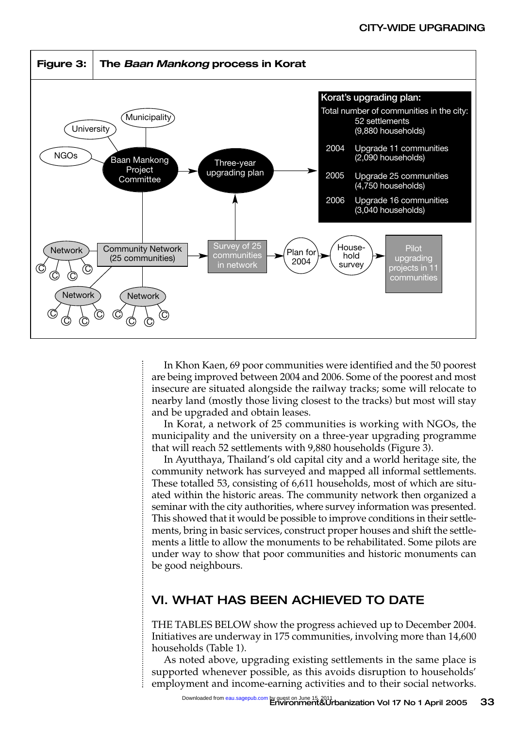**Figure 3: The *Baan Mankong* process in Korat**

Korat's upgrading plan:

Total number of communities in the city: 52 settlements (9,880 households)

| | |
|---|---|
| 2004 | Upgrade 11 communities (2,090 households) |
| 2005 | Upgrade 25 communities (4,750 households) |
| 2006 | Upgrade 16 communities (3,040 households) |

University, Municipality, NGOs → Baan Mankong Project Committee → Three-year upgrading plan

Network, Network, Network → Community Network (25 communities) → Survey of 25 communities in network → Plan for 2004 → Household survey → Pilot upgrading projects in 11 communities

In Khon Kaen, 69 poor communities were identified and the 50 poorest are being improved between 2004 and 2006. Some of the poorest and most insecure are situated alongside the railway tracks; some will relocate to nearby land (mostly those living closest to the tracks) but most will stay and be upgraded and obtain leases.

In Korat, a network of 25 communities is working with NGOs, the municipality and the university on a three-year upgrading programme that will reach 52 settlements with 9,880 households (Figure 3).

In Ayutthaya, Thailand's old capital city and a world heritage site, the community network has surveyed and mapped all informal settlements. These totalled 53, consisting of 6,611 households, most of which are situated within the historic areas. The community network then organized a seminar with the city authorities, where survey information was presented. This showed that it would be possible to improve conditions in their settlements, bring in basic services, construct proper houses and shift the settlements a little to allow the monuments to be rehabilitated. Some pilots are under way to show that poor communities and historic monuments can be good neighbours.

## VI. WHAT HAS BEEN ACHIEVED TO DATE

THE TABLES BELOW show the progress achieved up to December 2004. Initiatives are underway in 175 communities, involving more than 14,600 households (Table 1).

As noted above, upgrading existing settlements in the same place is supported whenever possible, as this avoids disruption to households' employment and income-earning activities and to their social networks.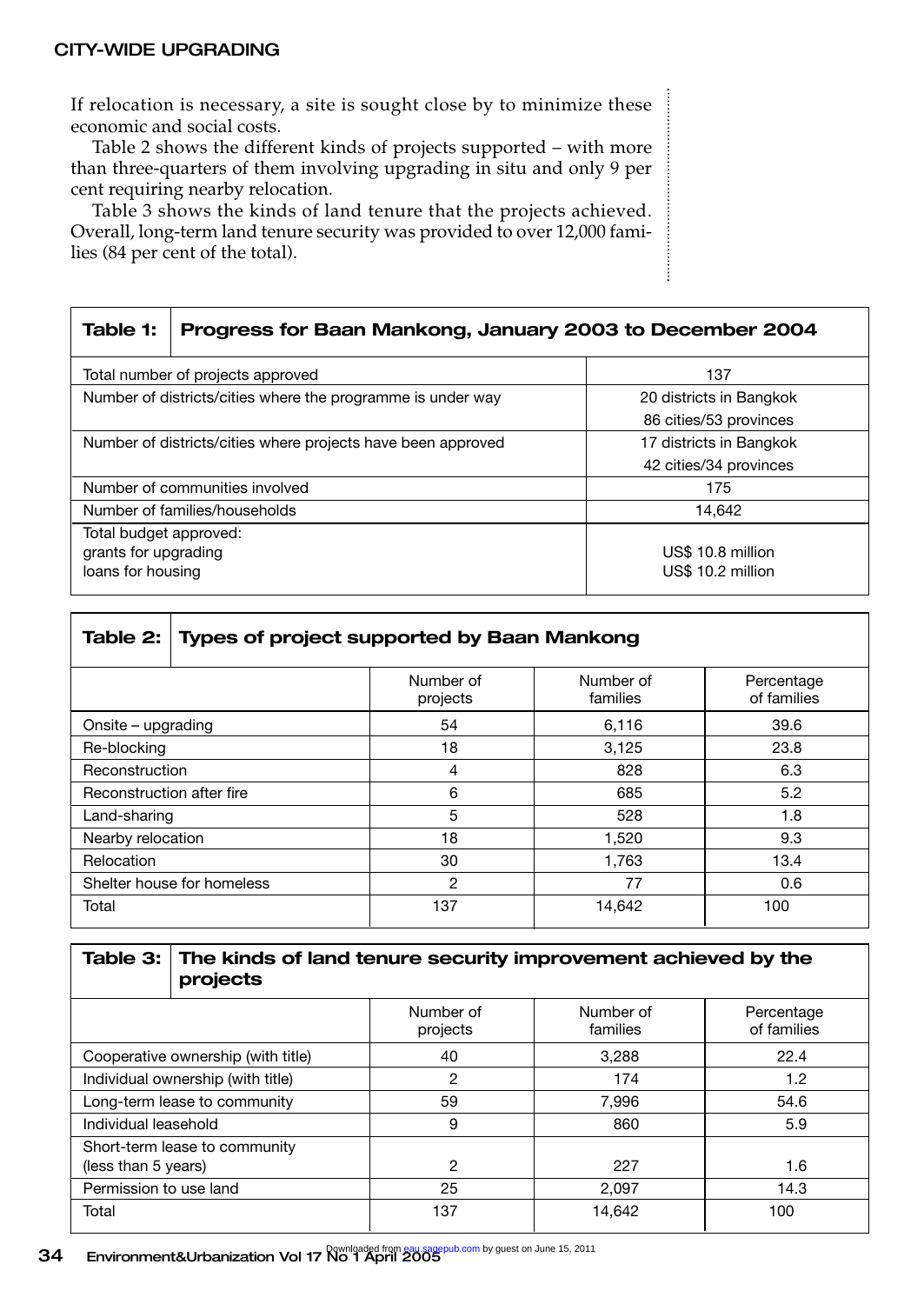If relocation is necessary, a site is sought close by to minimize these economic and social costs.

Table 2 shows the different kinds of projects supported – with more than three-quarters of them involving upgrading in situ and only 9 per cent requiring nearby relocation.

Table 3 shows the kinds of land tenure that the projects achieved. Overall, long-term land tenure security was provided to over 12,000 families (84 per cent of the total).

**Table 1: Progress for Baan Mankong, January 2003 to December 2004**

| | |
|---|---|
| Total number of projects approved | 137 |
| Number of districts/cities where the programme is under way | 20 districts in Bangkok<br>86 cities/53 provinces |
| Number of districts/cities where projects have been approved | 17 districts in Bangkok<br>42 cities/34 provinces |
| Number of communities involved | 175 |
| Number of families/households | 14,642 |
| Total budget approved:<br>grants for upgrading<br>loans for housing | <br>US$ 10.8 million<br>US$ 10.2 million |

**Table 2: Types of project supported by Baan Mankong**

| | Number of projects | Number of families | Percentage of families |
|---|---|---|---|
| Onsite – upgrading | 54 | 6,116 | 39.6 |
| Re-blocking | 18 | 3,125 | 23.8 |
| Reconstruction | 4 | 828 | 6.3 |
| Reconstruction after fire | 6 | 685 | 5.2 |
| Land-sharing | 5 | 528 | 1.8 |
| Nearby relocation | 18 | 1,520 | 9.3 |
| Relocation | 30 | 1,763 | 13.4 |
| Shelter house for homeless | 2 | 77 | 0.6 |
| Total | 137 | 14,642 | 100 |

**Table 3: The kinds of land tenure security improvement achieved by the projects**

| | Number of projects | Number of families | Percentage of families |
|---|---|---|---|
| Cooperative ownership (with title) | 40 | 3,288 | 22.4 |
| Individual ownership (with title) | 2 | 174 | 1.2 |
| Long-term lease to community | 59 | 7,996 | 54.6 |
| Individual leasehold | 9 | 860 | 5.9 |
| Short-term lease to community (less than 5 years) | 2 | 227 | 1.6 |
| Permission to use land | 25 | 2,097 | 14.3 |
| Total | 137 | 14,642 | 100 |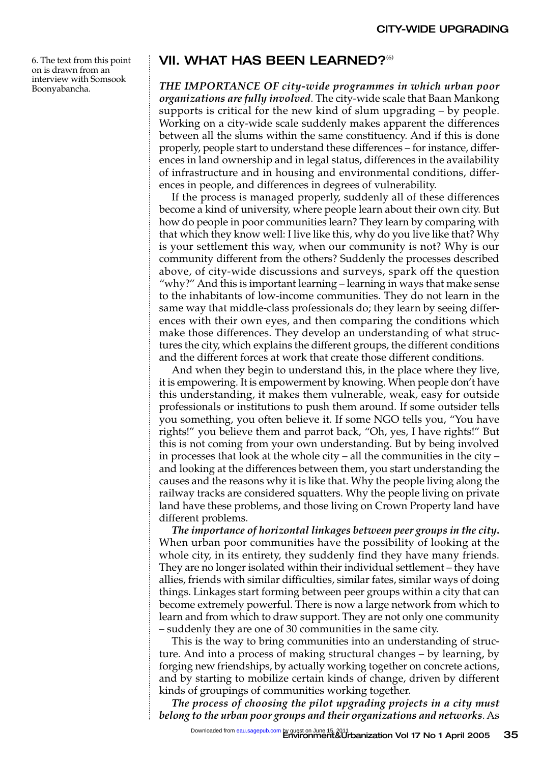## VII. WHAT HAS BEEN LEARNED?[6]

6. The text from this point on is drawn from an interview with Somsook Boonyabancha.

***THE IMPORTANCE OF city-wide programmes in which urban poor organizations are fully involved***. The city-wide scale that Baan Mankong supports is critical for the new kind of slum upgrading – by people. Working on a city-wide scale suddenly makes apparent the differences between all the slums within the same constituency. And if this is done properly, people start to understand these differences – for instance, differences in land ownership and in legal status, differences in the availability of infrastructure and in housing and environmental conditions, differences in people, and differences in degrees of vulnerability.

If the process is managed properly, suddenly all of these differences become a kind of university, where people learn about their own city. But how do people in poor communities learn? They learn by comparing with that which they know well: I live like this, why do you live like that? Why is your settlement this way, when our community is not? Why is our community different from the others? Suddenly the processes described above, of city-wide discussions and surveys, spark off the question "why?" And this is important learning – learning in ways that make sense to the inhabitants of low-income communities. They do not learn in the same way that middle-class professionals do; they learn by seeing differences with their own eyes, and then comparing the conditions which make those differences. They develop an understanding of what structures the city, which explains the different groups, the different conditions and the different forces at work that create those different conditions.

And when they begin to understand this, in the place where they live, it is empowering. It is empowerment by knowing. When people don't have this understanding, it makes them vulnerable, weak, easy for outside professionals or institutions to push them around. If some outsider tells you something, you often believe it. If some NGO tells you, "You have rights!" you believe them and parrot back, "Oh, yes, I have rights!" But this is not coming from your own understanding. But by being involved in processes that look at the whole city – all the communities in the city – and looking at the differences between them, you start understanding the causes and the reasons why it is like that. Why the people living along the railway tracks are considered squatters. Why the people living on private land have these problems, and those living on Crown Property land have different problems.

***The importance of horizontal linkages between peer groups in the city.*** When urban poor communities have the possibility of looking at the whole city, in its entirety, they suddenly find they have many friends. They are no longer isolated within their individual settlement – they have allies, friends with similar difficulties, similar fates, similar ways of doing things. Linkages start forming between peer groups within a city that can become extremely powerful. There is now a large network from which to learn and from which to draw support. They are not only one community – suddenly they are one of 30 communities in the same city.

This is the way to bring communities into an understanding of structure. And into a process of making structural changes – by learning, by forging new friendships, by actually working together on concrete actions, and by starting to mobilize certain kinds of change, driven by different kinds of groupings of communities working together.

***The process of choosing the pilot upgrading projects in a city must belong to the urban poor groups and their organizations and networks***. As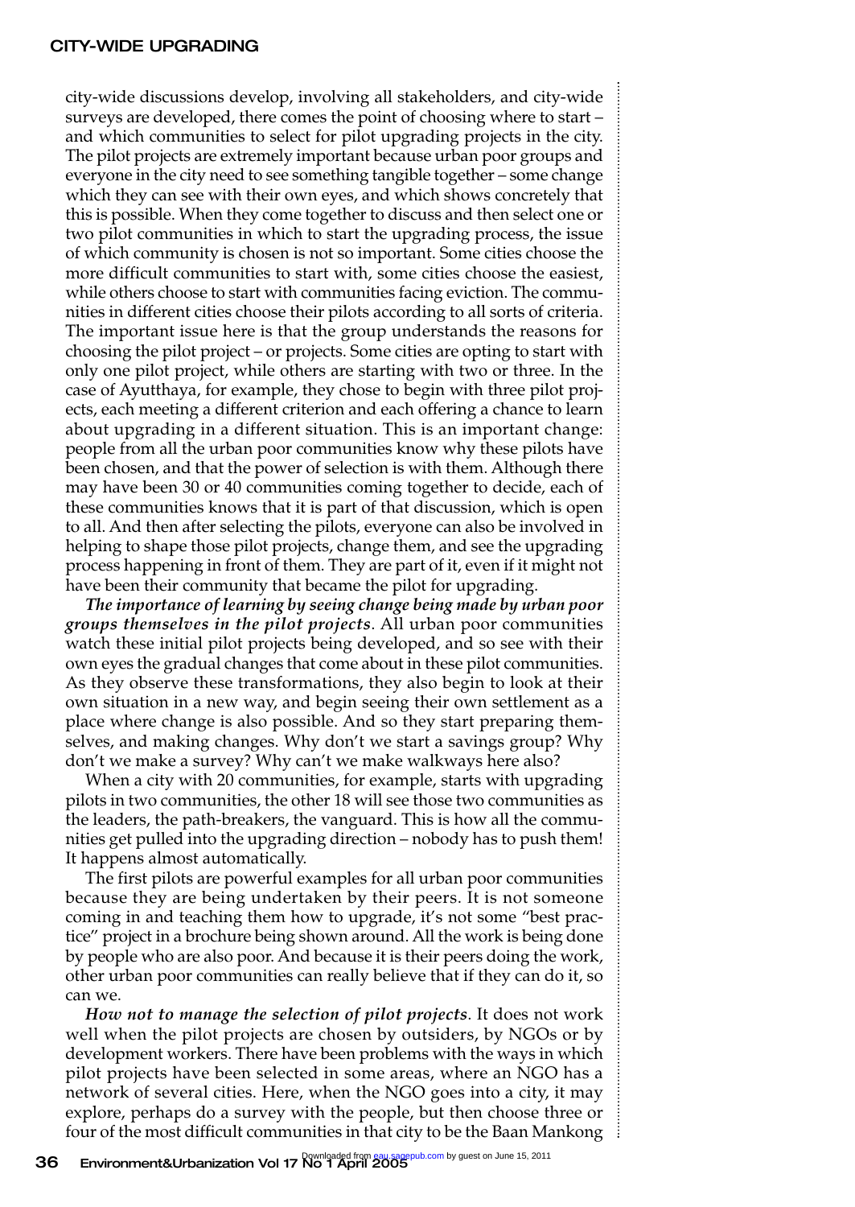city-wide discussions develop, involving all stakeholders, and city-wide surveys are developed, there comes the point of choosing where to start – and which communities to select for pilot upgrading projects in the city. The pilot projects are extremely important because urban poor groups and everyone in the city need to see something tangible together – some change which they can see with their own eyes, and which shows concretely that this is possible. When they come together to discuss and then select one or two pilot communities in which to start the upgrading process, the issue of which community is chosen is not so important. Some cities choose the more difficult communities to start with, some cities choose the easiest, while others choose to start with communities facing eviction. The communities in different cities choose their pilots according to all sorts of criteria. The important issue here is that the group understands the reasons for choosing the pilot project – or projects. Some cities are opting to start with only one pilot project, while others are starting with two or three. In the case of Ayutthaya, for example, they chose to begin with three pilot projects, each meeting a different criterion and each offering a chance to learn about upgrading in a different situation. This is an important change: people from all the urban poor communities know why these pilots have been chosen, and that the power of selection is with them. Although there may have been 30 or 40 communities coming together to decide, each of these communities knows that it is part of that discussion, which is open to all. And then after selecting the pilots, everyone can also be involved in helping to shape those pilot projects, change them, and see the upgrading process happening in front of them. They are part of it, even if it might not have been their community that became the pilot for upgrading.

***The importance of learning by seeing change being made by urban poor groups themselves in the pilot projects***. All urban poor communities watch these initial pilot projects being developed, and so see with their own eyes the gradual changes that come about in these pilot communities. As they observe these transformations, they also begin to look at their own situation in a new way, and begin seeing their own settlement as a place where change is also possible. And so they start preparing themselves, and making changes. Why don't we start a savings group? Why don't we make a survey? Why can't we make walkways here also?

When a city with 20 communities, for example, starts with upgrading pilots in two communities, the other 18 will see those two communities as the leaders, the path-breakers, the vanguard. This is how all the communities get pulled into the upgrading direction – nobody has to push them! It happens almost automatically.

The first pilots are powerful examples for all urban poor communities because they are being undertaken by their peers. It is not someone coming in and teaching them how to upgrade, it's not some "best practice" project in a brochure being shown around. All the work is being done by people who are also poor. And because it is their peers doing the work, other urban poor communities can really believe that if they can do it, so can we.

***How not to manage the selection of pilot projects***. It does not work well when the pilot projects are chosen by outsiders, by NGOs or by development workers. There have been problems with the ways in which pilot projects have been selected in some areas, where an NGO has a network of several cities. Here, when the NGO goes into a city, it may explore, perhaps do a survey with the people, but then choose three or four of the most difficult communities in that city to be the Baan Mankong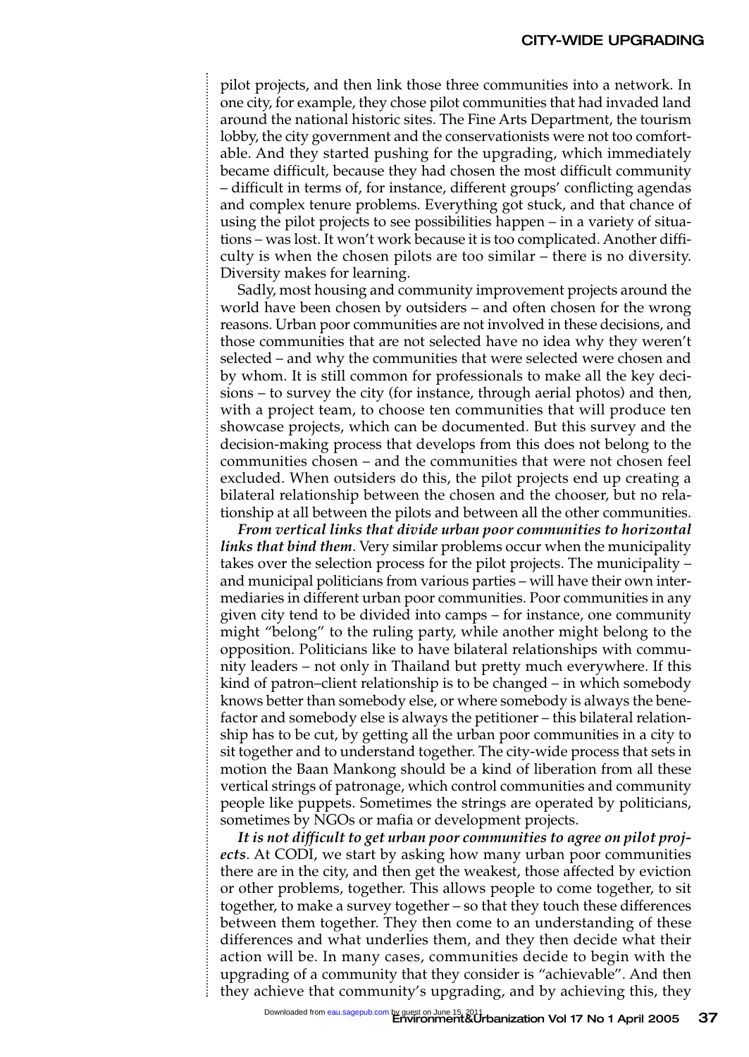pilot projects, and then link those three communities into a network. In one city, for example, they chose pilot communities that had invaded land around the national historic sites. The Fine Arts Department, the tourism lobby, the city government and the conservationists were not too comfortable. And they started pushing for the upgrading, which immediately became difficult, because they had chosen the most difficult community – difficult in terms of, for instance, different groups' conflicting agendas and complex tenure problems. Everything got stuck, and that chance of using the pilot projects to see possibilities happen – in a variety of situations – was lost. It won't work because it is too complicated. Another difficulty is when the chosen pilots are too similar – there is no diversity. Diversity makes for learning.

Sadly, most housing and community improvement projects around the world have been chosen by outsiders – and often chosen for the wrong reasons. Urban poor communities are not involved in these decisions, and those communities that are not selected have no idea why they weren't selected – and why the communities that were selected were chosen and by whom. It is still common for professionals to make all the key decisions – to survey the city (for instance, through aerial photos) and then, with a project team, to choose ten communities that will produce ten showcase projects, which can be documented. But this survey and the decision-making process that develops from this does not belong to the communities chosen – and the communities that were not chosen feel excluded. When outsiders do this, the pilot projects end up creating a bilateral relationship between the chosen and the chooser, but no relationship at all between the pilots and between all the other communities.

***From vertical links that divide urban poor communities to horizontal links that bind them***. Very similar problems occur when the municipality takes over the selection process for the pilot projects. The municipality – and municipal politicians from various parties – will have their own intermediaries in different urban poor communities. Poor communities in any given city tend to be divided into camps – for instance, one community might "belong" to the ruling party, while another might belong to the opposition. Politicians like to have bilateral relationships with community leaders – not only in Thailand but pretty much everywhere. If this kind of patron–client relationship is to be changed – in which somebody knows better than somebody else, or where somebody is always the benefactor and somebody else is always the petitioner – this bilateral relationship has to be cut, by getting all the urban poor communities in a city to sit together and to understand together. The city-wide process that sets in motion the Baan Mankong should be a kind of liberation from all these vertical strings of patronage, which control communities and community people like puppets. Sometimes the strings are operated by politicians, sometimes by NGOs or mafia or development projects.

***It is not difficult to get urban poor communities to agree on pilot projects***. At CODI, we start by asking how many urban poor communities there are in the city, and then get the weakest, those affected by eviction or other problems, together. This allows people to come together, to sit together, to make a survey together – so that they touch these differences between them together. They then come to an understanding of these differences and what underlies them, and they then decide what their action will be. In many cases, communities decide to begin with the upgrading of a community that they consider is "achievable". And then they achieve that community's upgrading, and by achieving this, they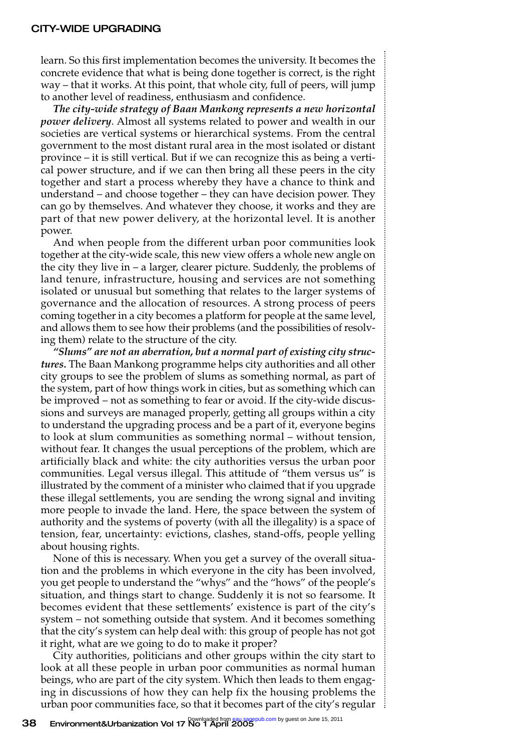learn. So this first implementation becomes the university. It becomes the concrete evidence that what is being done together is correct, is the right way – that it works. At this point, that whole city, full of peers, will jump to another level of readiness, enthusiasm and confidence.

***The city-wide strategy of Baan Mankong represents a new horizontal power delivery***. Almost all systems related to power and wealth in our societies are vertical systems or hierarchical systems. From the central government to the most distant rural area in the most isolated or distant province – it is still vertical. But if we can recognize this as being a vertical power structure, and if we can then bring all these peers in the city together and start a process whereby they have a chance to think and understand – and choose together – they can have decision power. They can go by themselves. And whatever they choose, it works and they are part of that new power delivery, at the horizontal level. It is another power.

And when people from the different urban poor communities look together at the city-wide scale, this new view offers a whole new angle on the city they live in – a larger, clearer picture. Suddenly, the problems of land tenure, infrastructure, housing and services are not something isolated or unusual but something that relates to the larger systems of governance and the allocation of resources. A strong process of peers coming together in a city becomes a platform for people at the same level, and allows them to see how their problems (and the possibilities of resolving them) relate to the structure of the city.

***"Slums" are not an aberration, but a normal part of existing city structures.*** The Baan Mankong programme helps city authorities and all other city groups to see the problem of slums as something normal, as part of the system, part of how things work in cities, but as something which can be improved – not as something to fear or avoid. If the city-wide discussions and surveys are managed properly, getting all groups within a city to understand the upgrading process and be a part of it, everyone begins to look at slum communities as something normal – without tension, without fear. It changes the usual perceptions of the problem, which are artificially black and white: the city authorities versus the urban poor communities. Legal versus illegal. This attitude of "them versus us" is illustrated by the comment of a minister who claimed that if you upgrade these illegal settlements, you are sending the wrong signal and inviting more people to invade the land. Here, the space between the system of authority and the systems of poverty (with all the illegality) is a space of tension, fear, uncertainty: evictions, clashes, stand-offs, people yelling about housing rights.

None of this is necessary. When you get a survey of the overall situation and the problems in which everyone in the city has been involved, you get people to understand the "whys" and the "hows" of the people's situation, and things start to change. Suddenly it is not so fearsome. It becomes evident that these settlements' existence is part of the city's system – not something outside that system. And it becomes something that the city's system can help deal with: this group of people has not got it right, what are we going to do to make it proper?

City authorities, politicians and other groups within the city start to look at all these people in urban poor communities as normal human beings, who are part of the city system. Which then leads to them engaging in discussions of how they can help fix the housing problems the urban poor communities face, so that it becomes part of the city's regular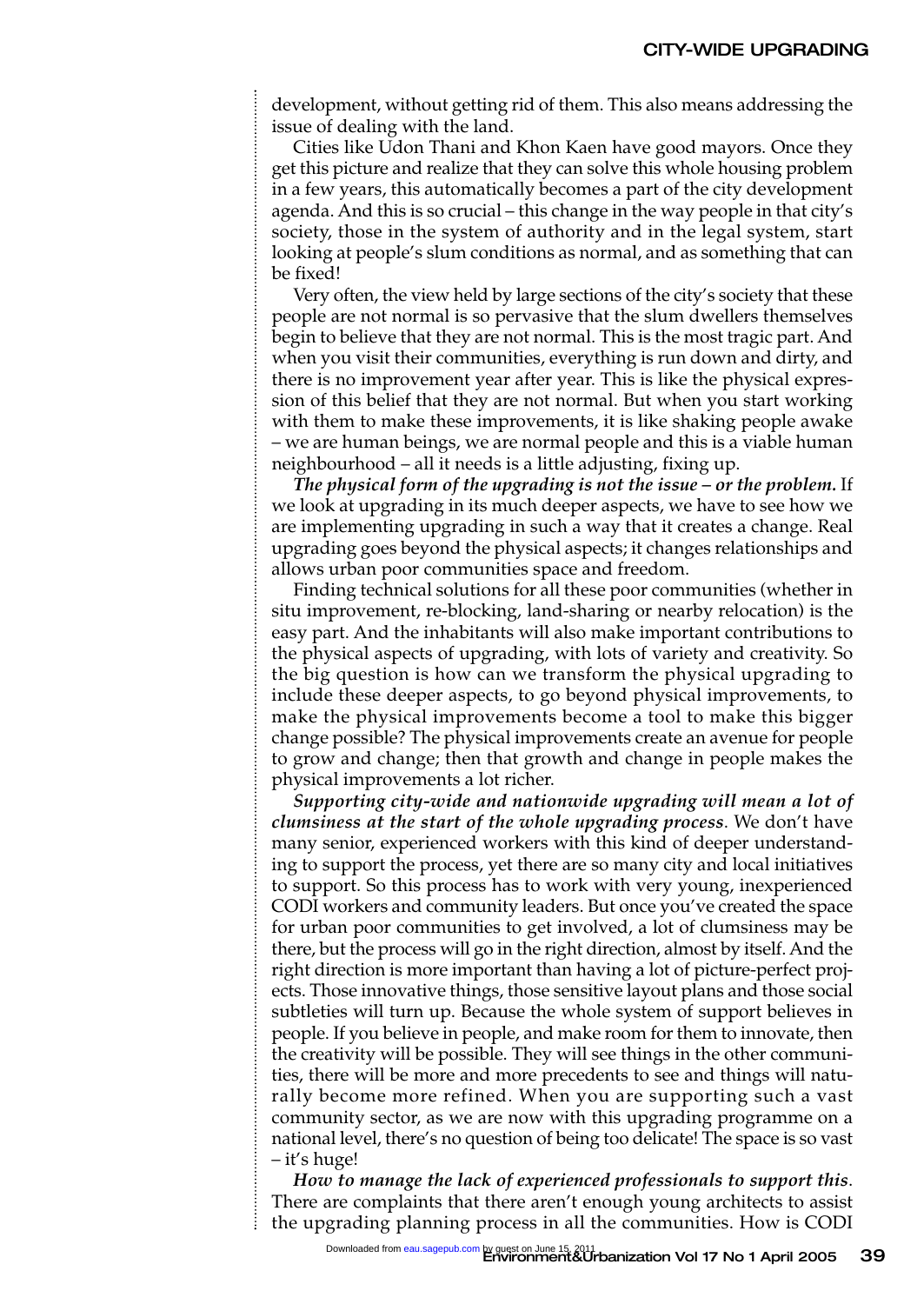development, without getting rid of them. This also means addressing the issue of dealing with the land.

Cities like Udon Thani and Khon Kaen have good mayors. Once they get this picture and realize that they can solve this whole housing problem in a few years, this automatically becomes a part of the city development agenda. And this is so crucial – this change in the way people in that city's society, those in the system of authority and in the legal system, start looking at people's slum conditions as normal, and as something that can be fixed!

Very often, the view held by large sections of the city's society that these people are not normal is so pervasive that the slum dwellers themselves begin to believe that they are not normal. This is the most tragic part. And when you visit their communities, everything is run down and dirty, and there is no improvement year after year. This is like the physical expression of this belief that they are not normal. But when you start working with them to make these improvements, it is like shaking people awake – we are human beings, we are normal people and this is a viable human neighbourhood – all it needs is a little adjusting, fixing up.

***The physical form of the upgrading is not the issue – or the problem.*** If we look at upgrading in its much deeper aspects, we have to see how we are implementing upgrading in such a way that it creates a change. Real upgrading goes beyond the physical aspects; it changes relationships and allows urban poor communities space and freedom.

Finding technical solutions for all these poor communities (whether in situ improvement, re-blocking, land-sharing or nearby relocation) is the easy part. And the inhabitants will also make important contributions to the physical aspects of upgrading, with lots of variety and creativity. So the big question is how can we transform the physical upgrading to include these deeper aspects, to go beyond physical improvements, to make the physical improvements become a tool to make this bigger change possible? The physical improvements create an avenue for people to grow and change; then that growth and change in people makes the physical improvements a lot richer.

***Supporting city-wide and nationwide upgrading will mean a lot of clumsiness at the start of the whole upgrading process***. We don't have many senior, experienced workers with this kind of deeper understanding to support the process, yet there are so many city and local initiatives to support. So this process has to work with very young, inexperienced CODI workers and community leaders. But once you've created the space for urban poor communities to get involved, a lot of clumsiness may be there, but the process will go in the right direction, almost by itself. And the right direction is more important than having a lot of picture-perfect projects. Those innovative things, those sensitive layout plans and those social subtleties will turn up. Because the whole system of support believes in people. If you believe in people, and make room for them to innovate, then the creativity will be possible. They will see things in the other communities, there will be more and more precedents to see and things will naturally become more refined. When you are supporting such a vast community sector, as we are now with this upgrading programme on a national level, there's no question of being too delicate! The space is so vast – it's huge!

***How to manage the lack of experienced professionals to support this***. There are complaints that there aren't enough young architects to assist the upgrading planning process in all the communities. How is CODI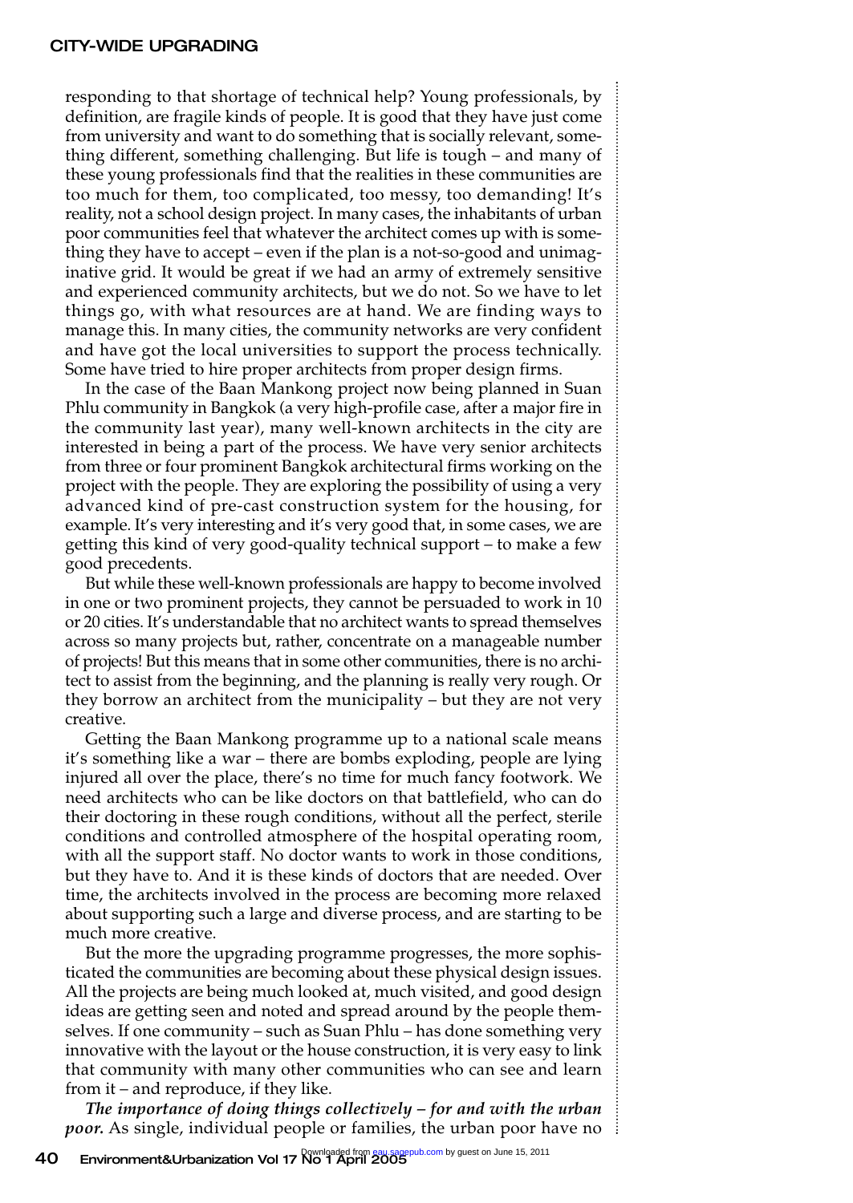responding to that shortage of technical help? Young professionals, by definition, are fragile kinds of people. It is good that they have just come from university and want to do something that is socially relevant, something different, something challenging. But life is tough – and many of these young professionals find that the realities in these communities are too much for them, too complicated, too messy, too demanding! It's reality, not a school design project. In many cases, the inhabitants of urban poor communities feel that whatever the architect comes up with is something they have to accept – even if the plan is a not-so-good and unimaginative grid. It would be great if we had an army of extremely sensitive and experienced community architects, but we do not. So we have to let things go, with what resources are at hand. We are finding ways to manage this. In many cities, the community networks are very confident and have got the local universities to support the process technically. Some have tried to hire proper architects from proper design firms.

In the case of the Baan Mankong project now being planned in Suan Phlu community in Bangkok (a very high-profile case, after a major fire in the community last year), many well-known architects in the city are interested in being a part of the process. We have very senior architects from three or four prominent Bangkok architectural firms working on the project with the people. They are exploring the possibility of using a very advanced kind of pre-cast construction system for the housing, for example. It's very interesting and it's very good that, in some cases, we are getting this kind of very good-quality technical support – to make a few good precedents.

But while these well-known professionals are happy to become involved in one or two prominent projects, they cannot be persuaded to work in 10 or 20 cities. It's understandable that no architect wants to spread themselves across so many projects but, rather, concentrate on a manageable number of projects! But this means that in some other communities, there is no architect to assist from the beginning, and the planning is really very rough. Or they borrow an architect from the municipality – but they are not very creative.

Getting the Baan Mankong programme up to a national scale means it's something like a war – there are bombs exploding, people are lying injured all over the place, there's no time for much fancy footwork. We need architects who can be like doctors on that battlefield, who can do their doctoring in these rough conditions, without all the perfect, sterile conditions and controlled atmosphere of the hospital operating room, with all the support staff. No doctor wants to work in those conditions, but they have to. And it is these kinds of doctors that are needed. Over time, the architects involved in the process are becoming more relaxed about supporting such a large and diverse process, and are starting to be much more creative.

But the more the upgrading programme progresses, the more sophisticated the communities are becoming about these physical design issues. All the projects are being much looked at, much visited, and good design ideas are getting seen and noted and spread around by the people themselves. If one community – such as Suan Phlu – has done something very innovative with the layout or the house construction, it is very easy to link that community with many other communities who can see and learn from it – and reproduce, if they like.

***The importance of doing things collectively – for and with the urban poor.*** As single, individual people or families, the urban poor have no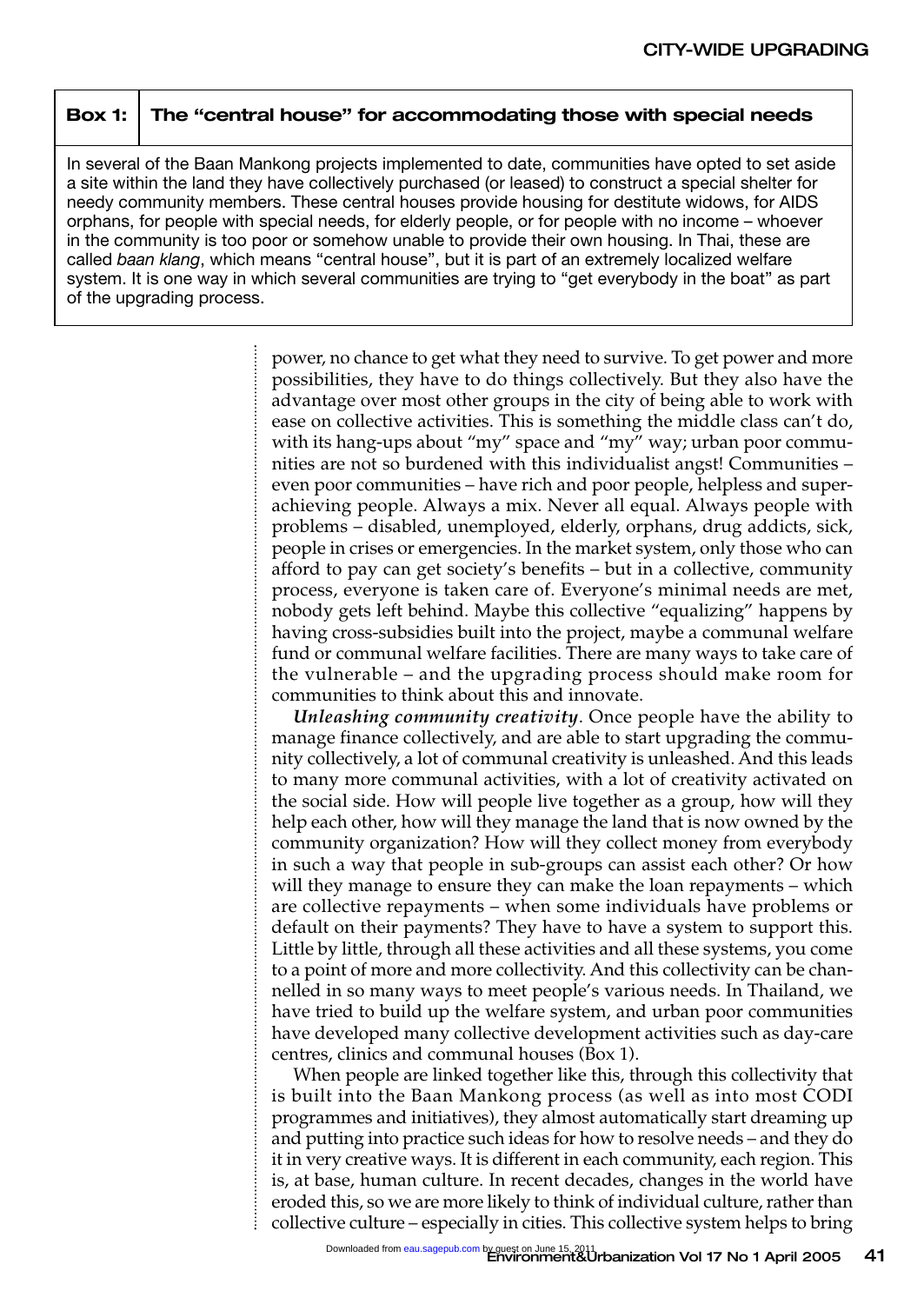**Box 1: The "central house" for accommodating those with special needs**

In several of the Baan Mankong projects implemented to date, communities have opted to set aside a site within the land they have collectively purchased (or leased) to construct a special shelter for needy community members. These central houses provide housing for destitute widows, for AIDS orphans, for people with special needs, for elderly people, or for people with no income – whoever in the community is too poor or somehow unable to provide their own housing. In Thai, these are called *baan klang*, which means "central house", but it is part of an extremely localized welfare system. It is one way in which several communities are trying to "get everybody in the boat" as part of the upgrading process.

power, no chance to get what they need to survive. To get power and more possibilities, they have to do things collectively. But they also have the advantage over most other groups in the city of being able to work with ease on collective activities. This is something the middle class can't do, with its hang-ups about "my" space and "my" way; urban poor communities are not so burdened with this individualist angst! Communities – even poor communities – have rich and poor people, helpless and super-achieving people. Always a mix. Never all equal. Always people with problems – disabled, unemployed, elderly, orphans, drug addicts, sick, people in crises or emergencies. In the market system, only those who can afford to pay can get society's benefits – but in a collective, community process, everyone is taken care of. Everyone's minimal needs are met, nobody gets left behind. Maybe this collective "equalizing" happens by having cross-subsidies built into the project, maybe a communal welfare fund or communal welfare facilities. There are many ways to take care of the vulnerable – and the upgrading process should make room for communities to think about this and innovate.

***Unleashing community creativity***. Once people have the ability to manage finance collectively, and are able to start upgrading the community collectively, a lot of communal creativity is unleashed. And this leads to many more communal activities, with a lot of creativity activated on the social side. How will people live together as a group, how will they help each other, how will they manage the land that is now owned by the community organization? How will they collect money from everybody in such a way that people in sub-groups can assist each other? Or how will they manage to ensure they can make the loan repayments – which are collective repayments – when some individuals have problems or default on their payments? They have to have a system to support this. Little by little, through all these activities and all these systems, you come to a point of more and more collectivity. And this collectivity can be channelled in so many ways to meet people's various needs. In Thailand, we have tried to build up the welfare system, and urban poor communities have developed many collective development activities such as day-care centres, clinics and communal houses (Box 1).

When people are linked together like this, through this collectivity that is built into the Baan Mankong process (as well as into most CODI programmes and initiatives), they almost automatically start dreaming up and putting into practice such ideas for how to resolve needs – and they do it in very creative ways. It is different in each community, each region. This is, at base, human culture. In recent decades, changes in the world have eroded this, so we are more likely to think of individual culture, rather than collective culture – especially in cities. This collective system helps to bring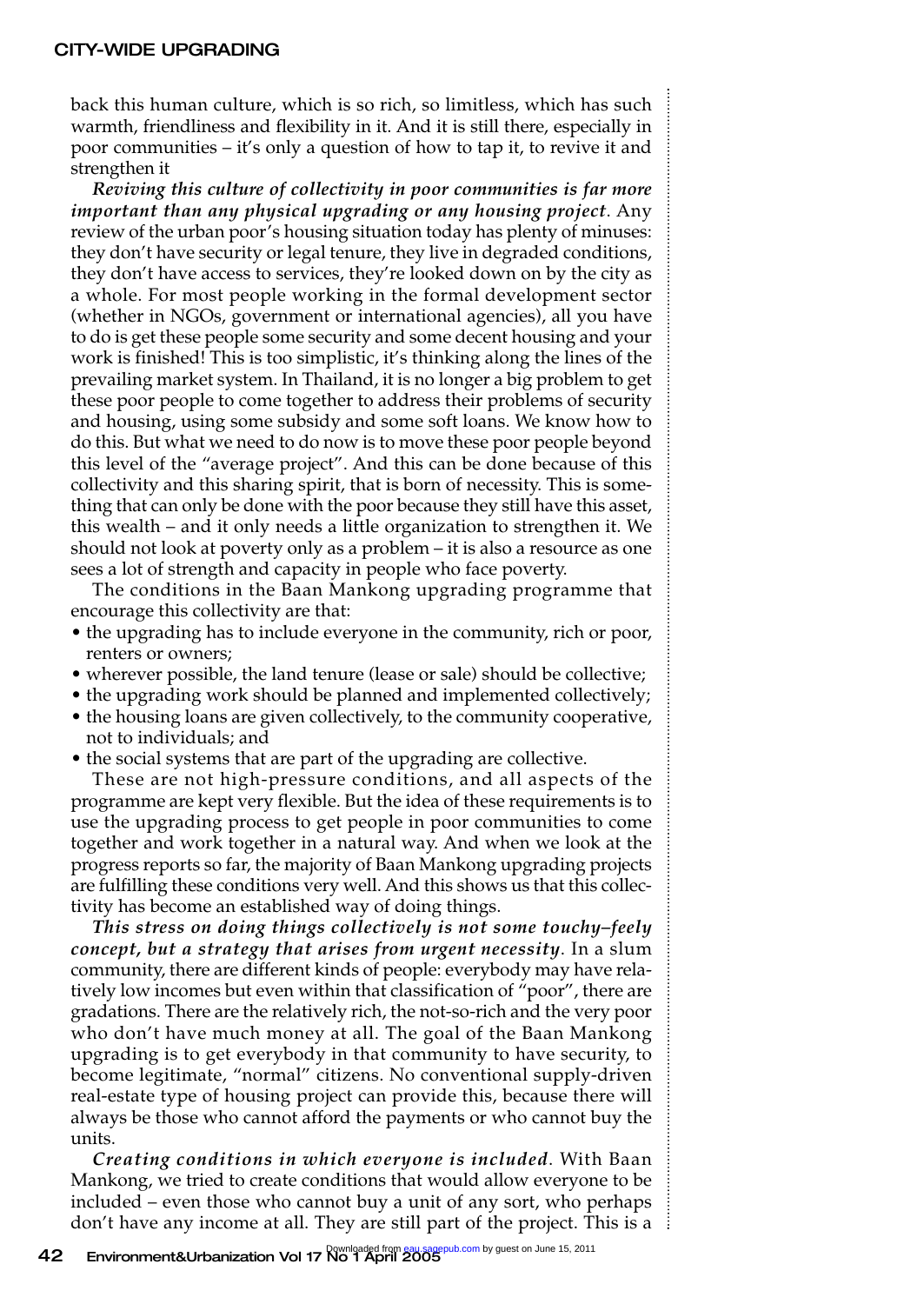back this human culture, which is so rich, so limitless, which has such warmth, friendliness and flexibility in it. And it is still there, especially in poor communities – it's only a question of how to tap it, to revive it and strengthen it

***Reviving this culture of collectivity in poor communities is far more important than any physical upgrading or any housing project***. Any review of the urban poor's housing situation today has plenty of minuses: they don't have security or legal tenure, they live in degraded conditions, they don't have access to services, they're looked down on by the city as a whole. For most people working in the formal development sector (whether in NGOs, government or international agencies), all you have to do is get these people some security and some decent housing and your work is finished! This is too simplistic, it's thinking along the lines of the prevailing market system. In Thailand, it is no longer a big problem to get these poor people to come together to address their problems of security and housing, using some subsidy and some soft loans. We know how to do this. But what we need to do now is to move these poor people beyond this level of the "average project". And this can be done because of this collectivity and this sharing spirit, that is born of necessity. This is something that can only be done with the poor because they still have this asset, this wealth – and it only needs a little organization to strengthen it. We should not look at poverty only as a problem – it is also a resource as one sees a lot of strength and capacity in people who face poverty.

The conditions in the Baan Mankong upgrading programme that encourage this collectivity are that:

- the upgrading has to include everyone in the community, rich or poor, renters or owners;
- wherever possible, the land tenure (lease or sale) should be collective;
- the upgrading work should be planned and implemented collectively;
- the housing loans are given collectively, to the community cooperative, not to individuals; and
- the social systems that are part of the upgrading are collective.

These are not high-pressure conditions, and all aspects of the programme are kept very flexible. But the idea of these requirements is to use the upgrading process to get people in poor communities to come together and work together in a natural way. And when we look at the progress reports so far, the majority of Baan Mankong upgrading projects are fulfilling these conditions very well. And this shows us that this collectivity has become an established way of doing things.

***This stress on doing things collectively is not some touchy–feely concept, but a strategy that arises from urgent necessity***. In a slum community, there are different kinds of people: everybody may have relatively low incomes but even within that classification of "poor", there are gradations. There are the relatively rich, the not-so-rich and the very poor who don't have much money at all. The goal of the Baan Mankong upgrading is to get everybody in that community to have security, to become legitimate, "normal" citizens. No conventional supply-driven real-estate type of housing project can provide this, because there will always be those who cannot afford the payments or who cannot buy the units.

***Creating conditions in which everyone is included***. With Baan Mankong, we tried to create conditions that would allow everyone to be included – even those who cannot buy a unit of any sort, who perhaps don't have any income at all. They are still part of the project. This is a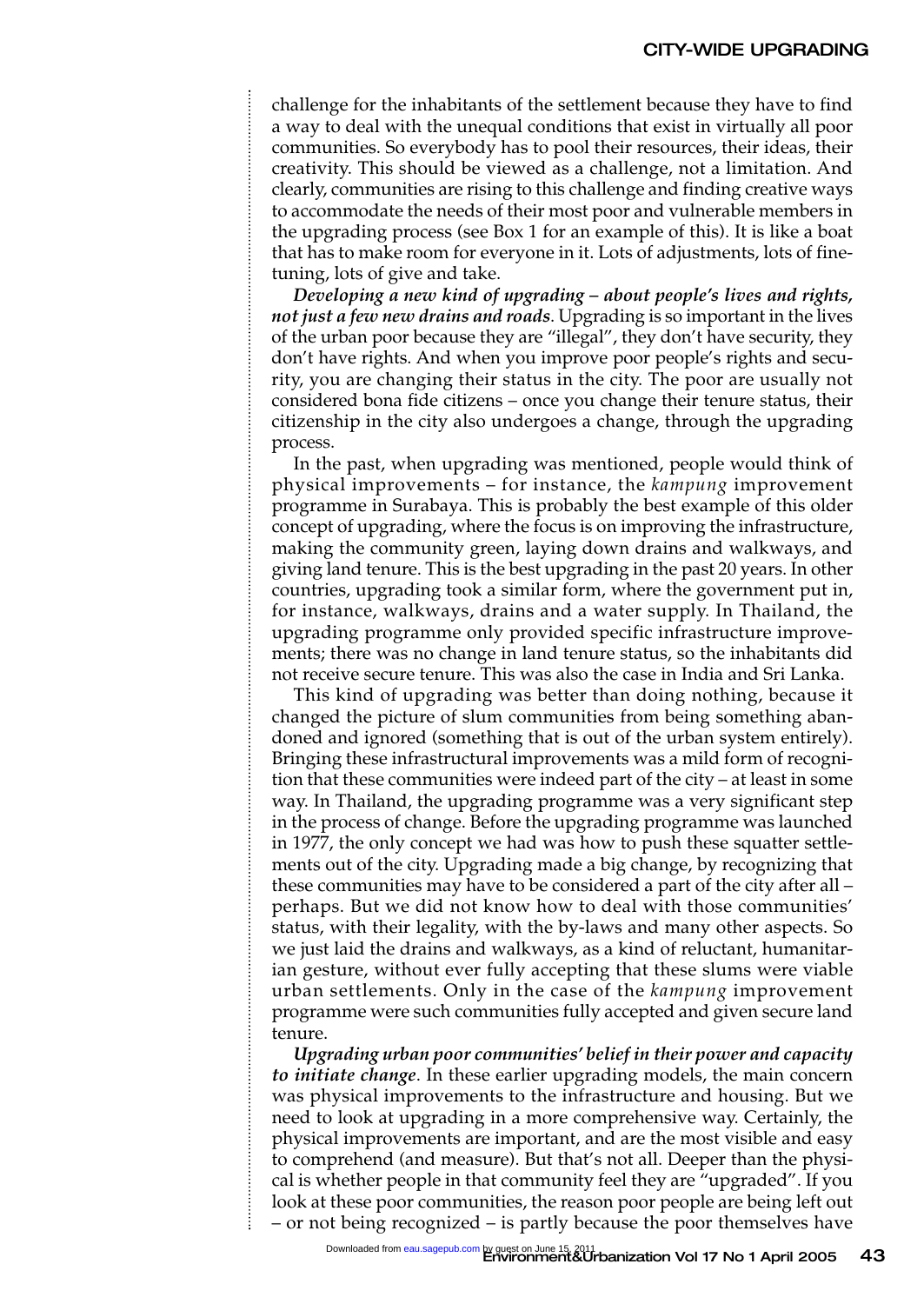challenge for the inhabitants of the settlement because they have to find a way to deal with the unequal conditions that exist in virtually all poor communities. So everybody has to pool their resources, their ideas, their creativity. This should be viewed as a challenge, not a limitation. And clearly, communities are rising to this challenge and finding creative ways to accommodate the needs of their most poor and vulnerable members in the upgrading process (see Box 1 for an example of this). It is like a boat that has to make room for everyone in it. Lots of adjustments, lots of fine-tuning, lots of give and take.

***Developing a new kind of upgrading – about people's lives and rights, not just a few new drains and roads***. Upgrading is so important in the lives of the urban poor because they are "illegal", they don't have security, they don't have rights. And when you improve poor people's rights and security, you are changing their status in the city. The poor are usually not considered bona fide citizens – once you change their tenure status, their citizenship in the city also undergoes a change, through the upgrading process.

In the past, when upgrading was mentioned, people would think of physical improvements – for instance, the *kampung* improvement programme in Surabaya. This is probably the best example of this older concept of upgrading, where the focus is on improving the infrastructure, making the community green, laying down drains and walkways, and giving land tenure. This is the best upgrading in the past 20 years. In other countries, upgrading took a similar form, where the government put in, for instance, walkways, drains and a water supply. In Thailand, the upgrading programme only provided specific infrastructure improvements; there was no change in land tenure status, so the inhabitants did not receive secure tenure. This was also the case in India and Sri Lanka.

This kind of upgrading was better than doing nothing, because it changed the picture of slum communities from being something abandoned and ignored (something that is out of the urban system entirely). Bringing these infrastructural improvements was a mild form of recognition that these communities were indeed part of the city – at least in some way. In Thailand, the upgrading programme was a very significant step in the process of change. Before the upgrading programme was launched in 1977, the only concept we had was how to push these squatter settlements out of the city. Upgrading made a big change, by recognizing that these communities may have to be considered a part of the city after all – perhaps. But we did not know how to deal with those communities' status, with their legality, with the by-laws and many other aspects. So we just laid the drains and walkways, as a kind of reluctant, humanitarian gesture, without ever fully accepting that these slums were viable urban settlements. Only in the case of the *kampung* improvement programme were such communities fully accepted and given secure land tenure.

***Upgrading urban poor communities' belief in their power and capacity to initiate change***. In these earlier upgrading models, the main concern was physical improvements to the infrastructure and housing. But we need to look at upgrading in a more comprehensive way. Certainly, the physical improvements are important, and are the most visible and easy to comprehend (and measure). But that's not all. Deeper than the physical is whether people in that community feel they are "upgraded". If you look at these poor communities, the reason poor people are being left out – or not being recognized – is partly because the poor themselves have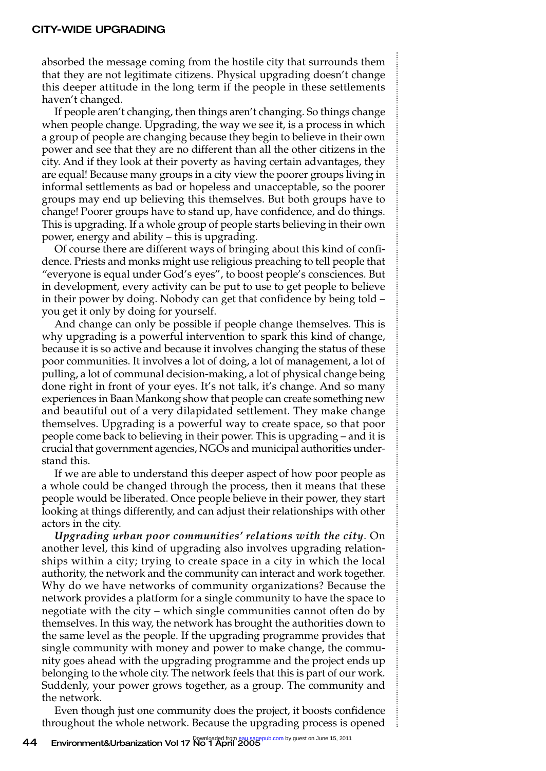absorbed the message coming from the hostile city that surrounds them that they are not legitimate citizens. Physical upgrading doesn't change this deeper attitude in the long term if the people in these settlements haven't changed.

If people aren't changing, then things aren't changing. So things change when people change. Upgrading, the way we see it, is a process in which a group of people are changing because they begin to believe in their own power and see that they are no different than all the other citizens in the city. And if they look at their poverty as having certain advantages, they are equal! Because many groups in a city view the poorer groups living in informal settlements as bad or hopeless and unacceptable, so the poorer groups may end up believing this themselves. But both groups have to change! Poorer groups have to stand up, have confidence, and do things. This is upgrading. If a whole group of people starts believing in their own power, energy and ability – this is upgrading.

Of course there are different ways of bringing about this kind of confidence. Priests and monks might use religious preaching to tell people that "everyone is equal under God's eyes", to boost people's consciences. But in development, every activity can be put to use to get people to believe in their power by doing. Nobody can get that confidence by being told – you get it only by doing for yourself.

And change can only be possible if people change themselves. This is why upgrading is a powerful intervention to spark this kind of change, because it is so active and because it involves changing the status of these poor communities. It involves a lot of doing, a lot of management, a lot of pulling, a lot of communal decision-making, a lot of physical change being done right in front of your eyes. It's not talk, it's change. And so many experiences in Baan Mankong show that people can create something new and beautiful out of a very dilapidated settlement. They make change themselves. Upgrading is a powerful way to create space, so that poor people come back to believing in their power. This is upgrading – and it is crucial that government agencies, NGOs and municipal authorities understand this.

If we are able to understand this deeper aspect of how poor people as a whole could be changed through the process, then it means that these people would be liberated. Once people believe in their power, they start looking at things differently, and can adjust their relationships with other actors in the city.

***Upgrading urban poor communities' relations with the city***. On another level, this kind of upgrading also involves upgrading relationships within a city; trying to create space in a city in which the local authority, the network and the community can interact and work together. Why do we have networks of community organizations? Because the network provides a platform for a single community to have the space to negotiate with the city – which single communities cannot often do by themselves. In this way, the network has brought the authorities down to the same level as the people. If the upgrading programme provides that single community with money and power to make change, the community goes ahead with the upgrading programme and the project ends up belonging to the whole city. The network feels that this is part of our work. Suddenly, your power grows together, as a group. The community and the network.

Even though just one community does the project, it boosts confidence throughout the whole network. Because the upgrading process is opened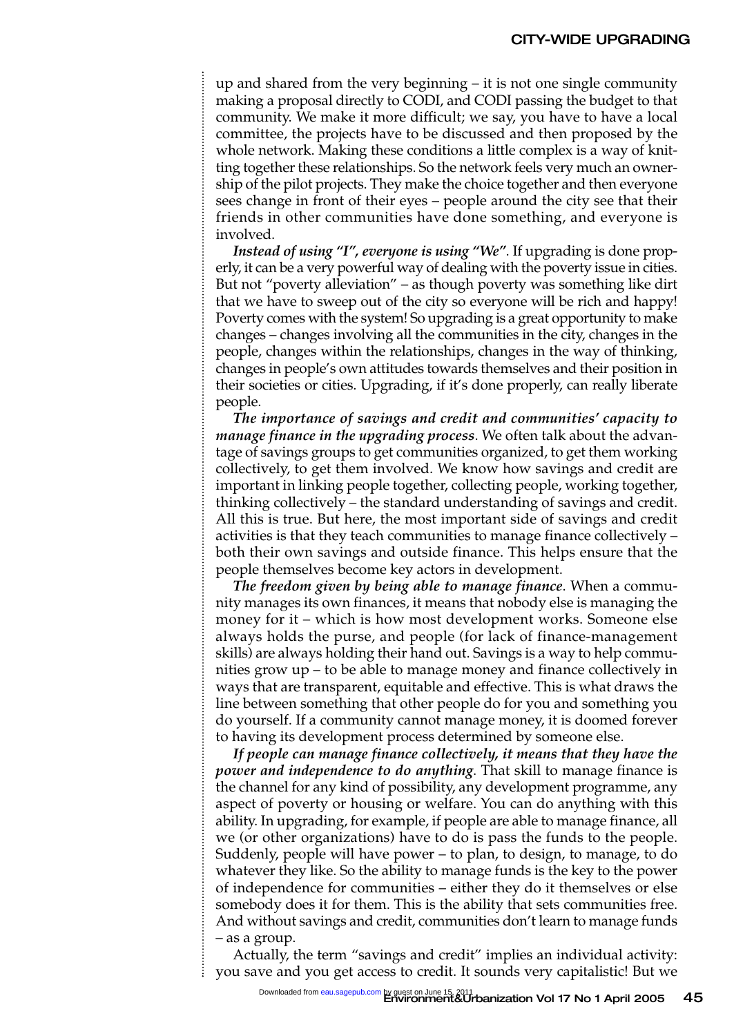up and shared from the very beginning – it is not one single community making a proposal directly to CODI, and CODI passing the budget to that community. We make it more difficult; we say, you have to have a local committee, the projects have to be discussed and then proposed by the whole network. Making these conditions a little complex is a way of knitting together these relationships. So the network feels very much an ownership of the pilot projects. They make the choice together and then everyone sees change in front of their eyes – people around the city see that their friends in other communities have done something, and everyone is involved.

***Instead of using "I", everyone is using "We"***. If upgrading is done properly, it can be a very powerful way of dealing with the poverty issue in cities. But not "poverty alleviation" – as though poverty was something like dirt that we have to sweep out of the city so everyone will be rich and happy! Poverty comes with the system! So upgrading is a great opportunity to make changes – changes involving all the communities in the city, changes in the people, changes within the relationships, changes in the way of thinking, changes in people's own attitudes towards themselves and their position in their societies or cities. Upgrading, if it's done properly, can really liberate people.

***The importance of savings and credit and communities' capacity to manage finance in the upgrading process***. We often talk about the advantage of savings groups to get communities organized, to get them working collectively, to get them involved. We know how savings and credit are important in linking people together, collecting people, working together, thinking collectively – the standard understanding of savings and credit. All this is true. But here, the most important side of savings and credit activities is that they teach communities to manage finance collectively – both their own savings and outside finance. This helps ensure that the people themselves become key actors in development.

***The freedom given by being able to manage finance***. When a community manages its own finances, it means that nobody else is managing the money for it – which is how most development works. Someone else always holds the purse, and people (for lack of finance-management skills) are always holding their hand out. Savings is a way to help communities grow up – to be able to manage money and finance collectively in ways that are transparent, equitable and effective. This is what draws the line between something that other people do for you and something you do yourself. If a community cannot manage money, it is doomed forever to having its development process determined by someone else.

***If people can manage finance collectively, it means that they have the power and independence to do anything***. That skill to manage finance is the channel for any kind of possibility, any development programme, any aspect of poverty or housing or welfare. You can do anything with this ability. In upgrading, for example, if people are able to manage finance, all we (or other organizations) have to do is pass the funds to the people. Suddenly, people will have power – to plan, to design, to manage, to do whatever they like. So the ability to manage funds is the key to the power of independence for communities – either they do it themselves or else somebody does it for them. This is the ability that sets communities free. And without savings and credit, communities don't learn to manage funds – as a group.

Actually, the term "savings and credit" implies an individual activity: you save and you get access to credit. It sounds very capitalistic! But we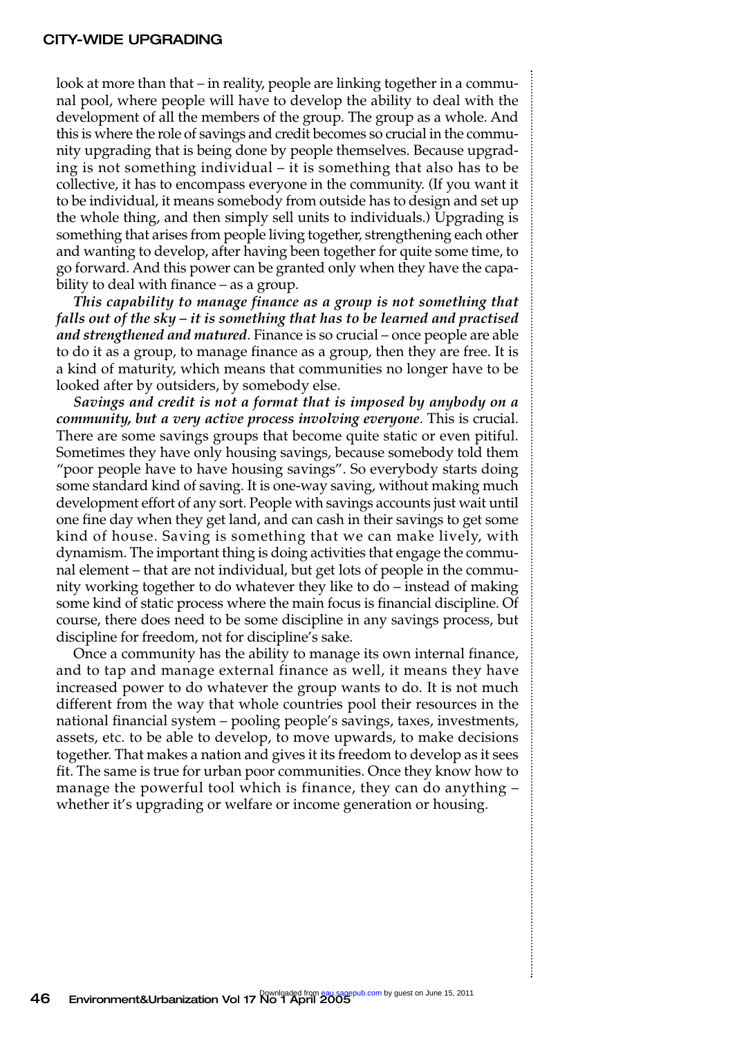look at more than that – in reality, people are linking together in a communal pool, where people will have to develop the ability to deal with the development of all the members of the group. The group as a whole. And this is where the role of savings and credit becomes so crucial in the community upgrading that is being done by people themselves. Because upgrading is not something individual – it is something that also has to be collective, it has to encompass everyone in the community. (If you want it to be individual, it means somebody from outside has to design and set up the whole thing, and then simply sell units to individuals.) Upgrading is something that arises from people living together, strengthening each other and wanting to develop, after having been together for quite some time, to go forward. And this power can be granted only when they have the capability to deal with finance – as a group.

***This capability to manage finance as a group is not something that falls out of the sky – it is something that has to be learned and practised and strengthened and matured***. Finance is so crucial – once people are able to do it as a group, to manage finance as a group, then they are free. It is a kind of maturity, which means that communities no longer have to be looked after by outsiders, by somebody else.

***Savings and credit is not a format that is imposed by anybody on a community, but a very active process involving everyone***. This is crucial. There are some savings groups that become quite static or even pitiful. Sometimes they have only housing savings, because somebody told them "poor people have to have housing savings". So everybody starts doing some standard kind of saving. It is one-way saving, without making much development effort of any sort. People with savings accounts just wait until one fine day when they get land, and can cash in their savings to get some kind of house. Saving is something that we can make lively, with dynamism. The important thing is doing activities that engage the communal element – that are not individual, but get lots of people in the community working together to do whatever they like to do – instead of making some kind of static process where the main focus is financial discipline. Of course, there does need to be some discipline in any savings process, but discipline for freedom, not for discipline's sake.

Once a community has the ability to manage its own internal finance, and to tap and manage external finance as well, it means they have increased power to do whatever the group wants to do. It is not much different from the way that whole countries pool their resources in the national financial system – pooling people's savings, taxes, investments, assets, etc. to be able to develop, to move upwards, to make decisions together. That makes a nation and gives it its freedom to develop as it sees fit. The same is true for urban poor communities. Once they know how to manage the powerful tool which is finance, they can do anything – whether it's upgrading or welfare or income generation or housing.